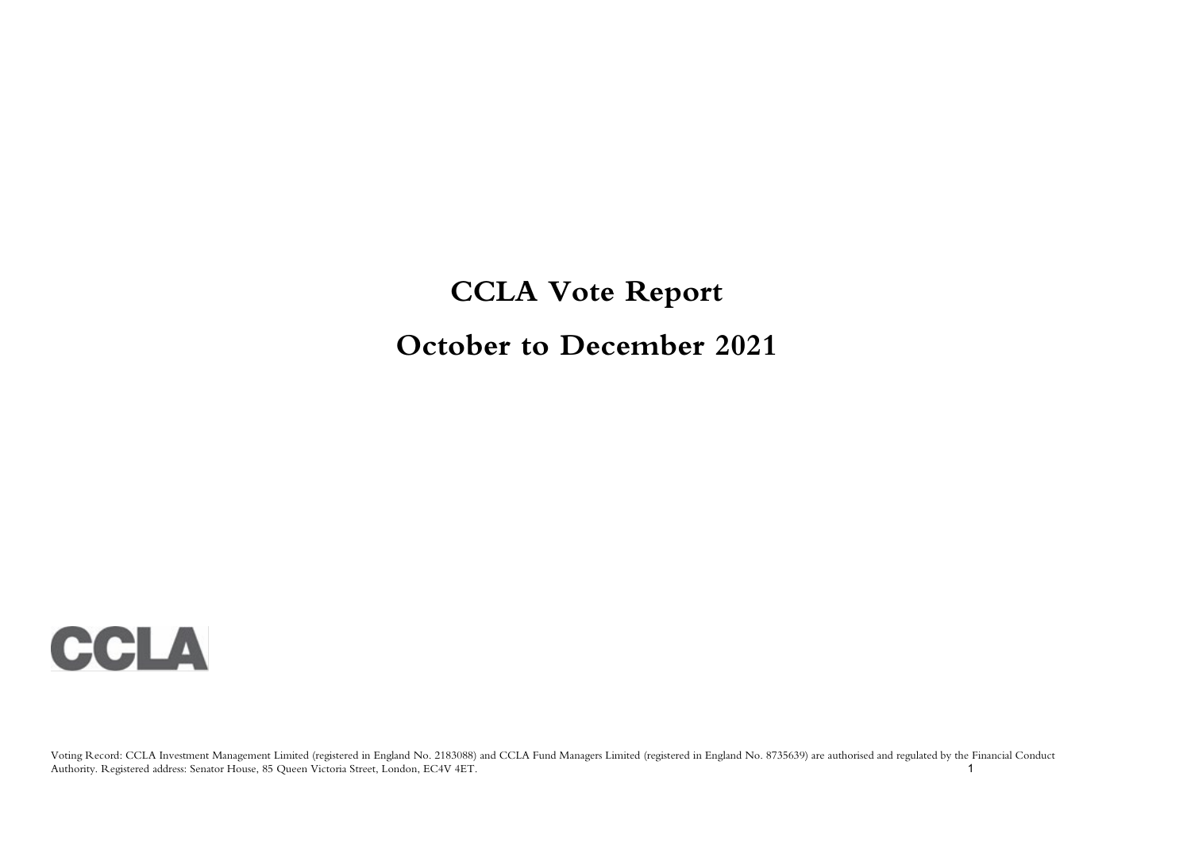# CCLA Vote Report

# October to December 2021

CCLA

Voting Record: CCLA Investment Management Limited (registered in England No. 2183088) and CCLA Fund Managers Limited (registered in England No. 8735639) are authorised and regulated by the Financial Conduct Authority. Registered address: Senator House, 85 Queen Victoria Street, London, EC4V 4ET.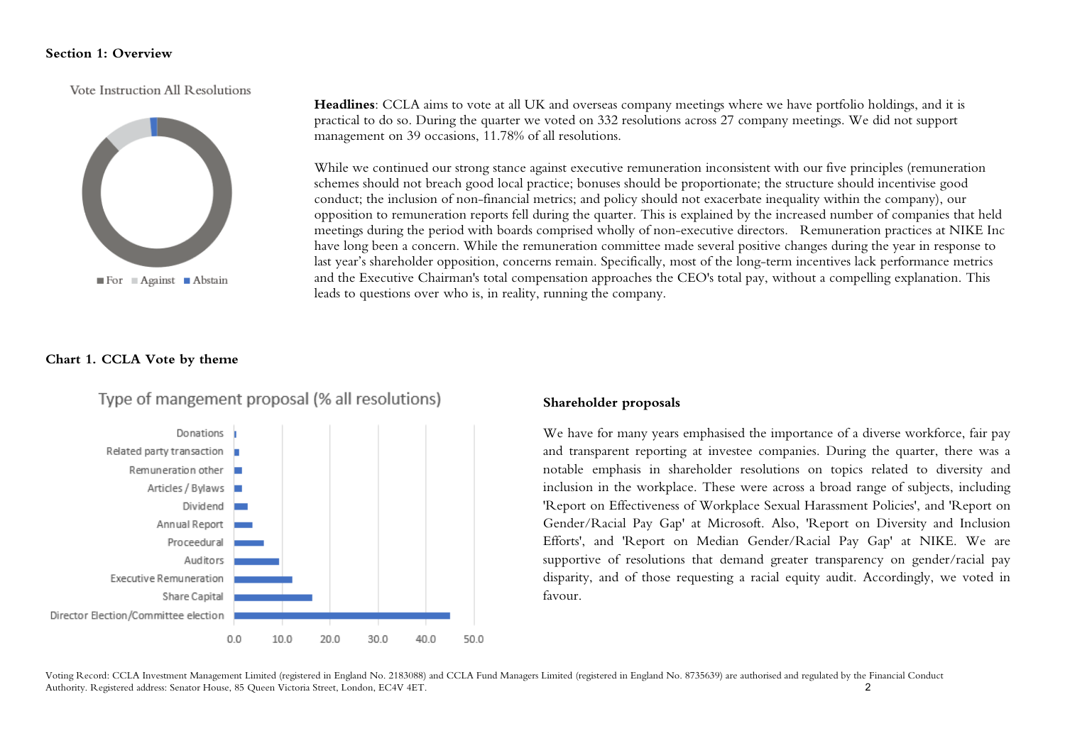## Section 1: Overview

Vote Instruction All Resolutions

For | Against | Abstain

**Headlines**: CCLA aims to vote at all UK and overseas company meetings where we have portfolio holdings, and it is practical to do so. During the quarter we voted on 332 resolutions across 27 company meetings. We did not support management on 39 occasions, 11.78% of all resolutions.

While we continued our strong stance against executive remuneration inconsistent with our five principles (remuneration schemes should not breach good local practice; bonuses should be proportionate; the structure should incentivise good conduct; the inclusion of non-financial metrics; and policy should not exacerbate inequality within the company), our opposition to remuneration reports fell during the quarter. This is explained by the increased number of companies that held meetings during the period with boards comprised wholly of non-executive directors. Remuneration practices at NIKE Inc have long been a concern. While the remuneration committee made several positive changes during the year in response to last year's shareholder opposition, concerns remain. Specifically, most of the long-term incentives lack performance metrics and the Executive Chairman's total compensation approaches the CEO's total pay, without a compelling explanation. This leads to questions over who is, in reality, running the company.

### Chart 1. CCLA Vote by theme

Type of mangement proposal (% all resolutions)

- Donations
- Related party transaction
- Remuneration other
- Articles / Bylaws
- Dividend
- Annual Report
- Proceedural
- Auditors
- Executive Remuneration
- Share Capital
- Director Election/Committee election

0.0 10.0 20.0 30.0 40.0 50.0

### Shareholder proposals

We have for many years emphasised the importance of a diverse workforce, fair pay and transparent reporting at investee companies. During the quarter, there was a notable emphasis in shareholder resolutions on topics related to diversity and inclusion in the workplace. These were across a broad range of subjects, including 'Report on Effectiveness of Workplace Sexual Harassment Policies', and 'Report on Gender/Racial Pay Gap' at Microsoft. Also, 'Report on Diversity and Inclusion Efforts', and 'Report on Median Gender/Racial Pay Gap' at NIKE. We are supportive of resolutions that demand greater transparency on gender/racial pay disparity, and of those requesting a racial equity audit. Accordingly, we voted in favour.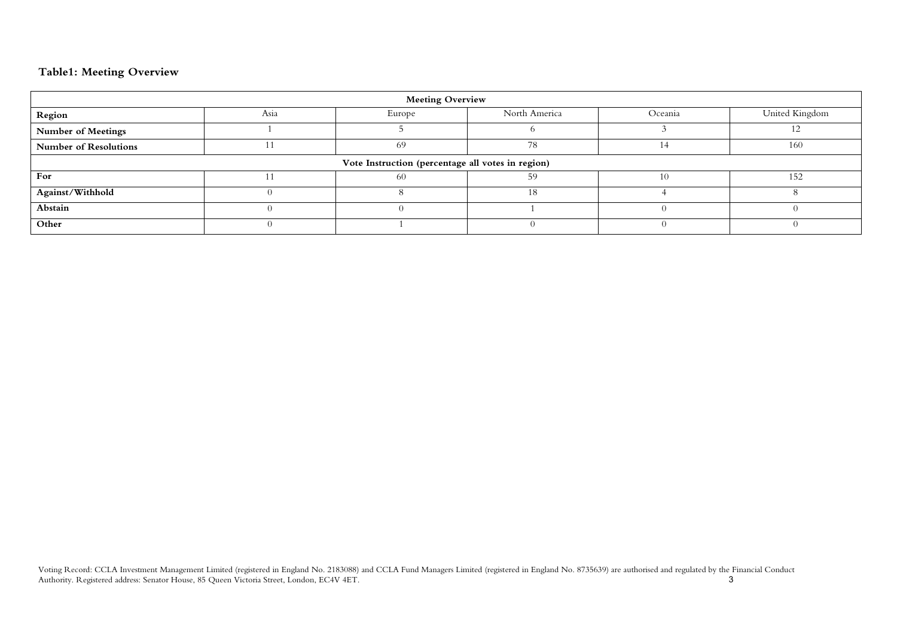**Table1: Meeting Overview**

| Meeting Overview | | | | | |
|---|---|---|---|---|---|
| **Region** | Asia | Europe | North America | Oceania | United Kingdom |
| **Number of Meetings** | 1 | 5 | 6 | 3 | 12 |
| **Number of Resolutions** | 11 | 69 | 78 | 14 | 160 |
| **Vote Instruction (percentage all votes in region)** | | | | | |
| **For** | 11 | 60 | 59 | 10 | 152 |
| **Against/Withhold** | 0 | 8 | 18 | 4 | 8 |
| **Abstain** | 0 | 0 | 1 | 0 | 0 |
| **Other** | 0 | 1 | 0 | 0 | 0 |

Voting Record: CCLA Investment Management Limited (registered in England No. 2183088) and CCLA Fund Managers Limited (registered in England No. 8735639) are authorised and regulated by the Financial Conduct Authority. Registered address: Senator House, 85 Queen Victoria Street, London, EC4V 4ET.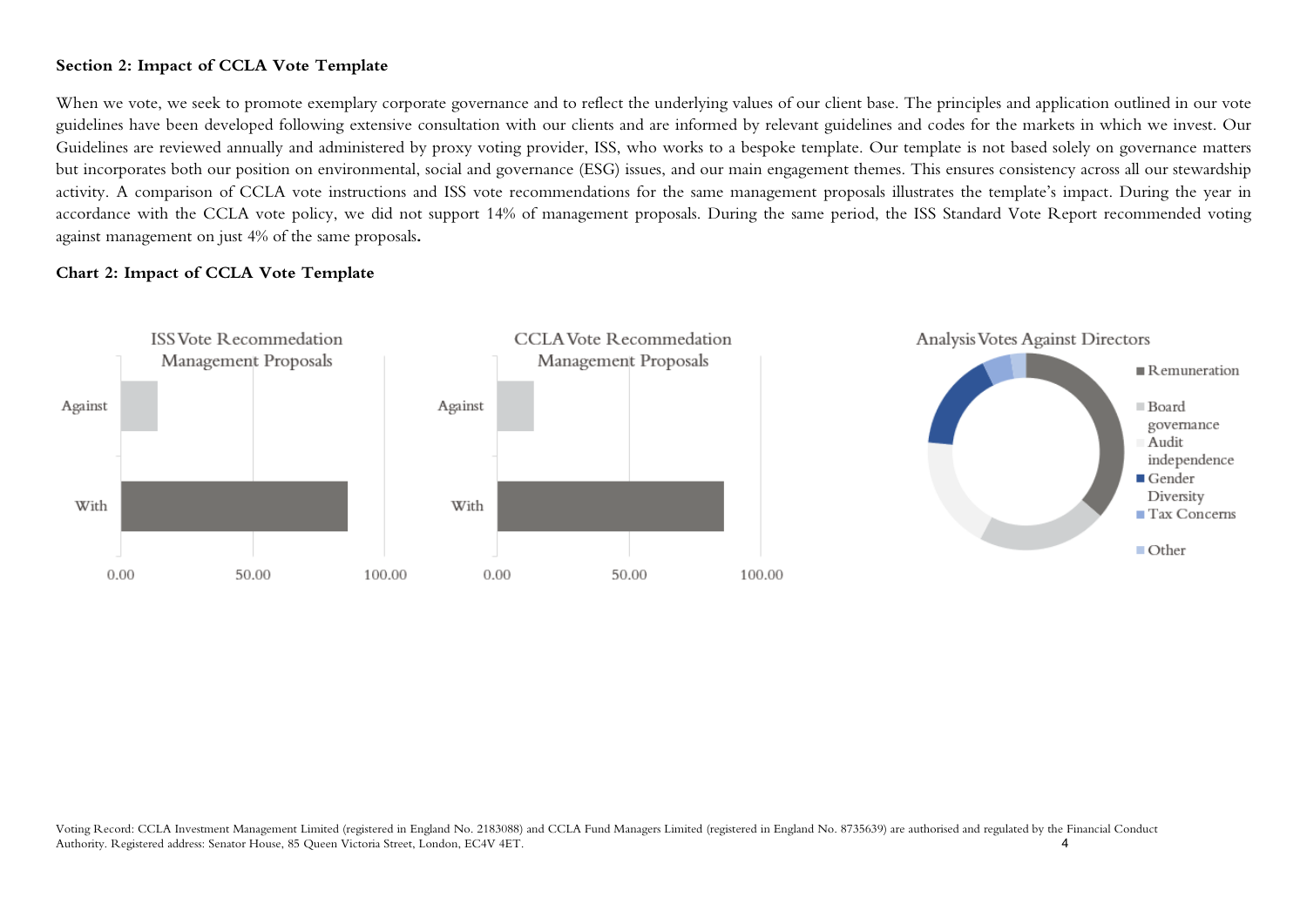**Section 2: Impact of CCLA Vote Template**

When we vote, we seek to promote exemplary corporate governance and to reflect the underlying values of our client base. The principles and application outlined in our vote guidelines have been developed following extensive consultation with our clients and are informed by relevant guidelines and codes for the markets in which we invest. Our Guidelines are reviewed annually and administered by proxy voting provider, ISS, who works to a bespoke template. Our template is not based solely on governance matters but incorporates both our position on environmental, social and governance (ESG) issues, and our main engagement themes. This ensures consistency across all our stewardship activity. A comparison of CCLA vote instructions and ISS vote recommendations for the same management proposals illustrates the template's impact. During the year in accordance with the CCLA vote policy, we did not support 14% of management proposals. During the same period, the ISS Standard Vote Report recommended voting against management on just 4% of the same proposals**.**

**Chart 2: Impact of CCLA Vote Template**

ISS Vote Recommedation Management Proposals

- Against
- With

CCLA Vote Recommedation Management Proposals

- Against
- With

Analysis Votes Against Directors

- Remuneration
- Board governance
- Audit independence
- Gender Diversity
- Tax Concerns
- Other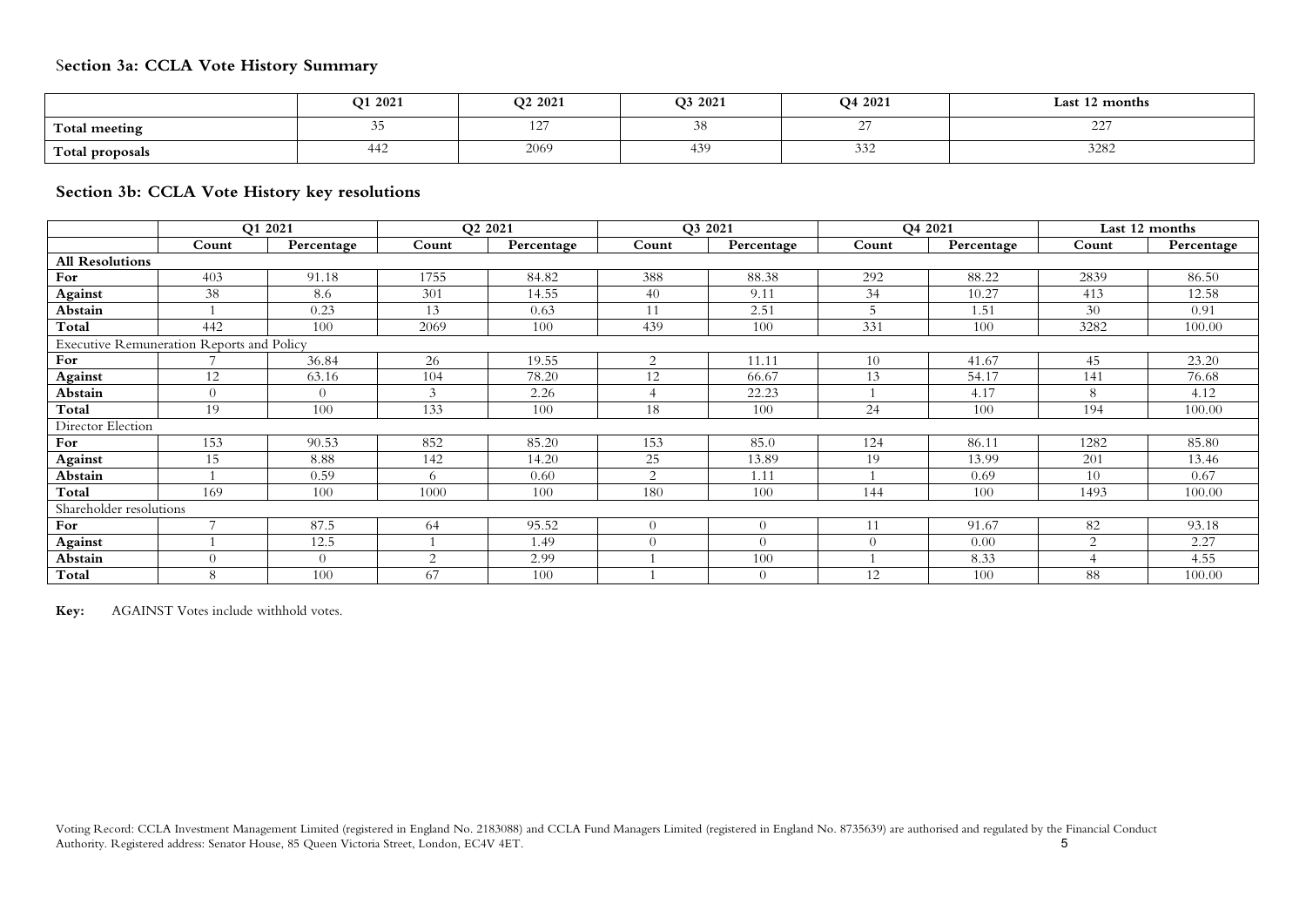## Section 3a: CCLA Vote History Summary

| | Q1 2021 | Q2 2021 | Q3 2021 | Q4 2021 | Last 12 months |
|---|---|---|---|---|---|
| **Total meeting** | 35 | 127 | 38 | 27 | 227 |
| **Total proposals** | 442 | 2069 | 439 | 332 | 3282 |

## Section 3b: CCLA Vote History key resolutions

| | Q1 2021 | | Q2 2021 | | Q3 2021 | | Q4 2021 | | Last 12 months | |
|---|---|---|---|---|---|---|---|---|---|---|
| | **Count** | **Percentage** | **Count** | **Percentage** | **Count** | **Percentage** | **Count** | **Percentage** | **Count** | **Percentage** |
| **All Resolutions** | | | | | | | | | | |
| **For** | 403 | 91.18 | 1755 | 84.82 | 388 | 88.38 | 292 | 88.22 | 2839 | 86.50 |
| **Against** | 38 | 8.6 | 301 | 14.55 | 40 | 9.11 | 34 | 10.27 | 413 | 12.58 |
| **Abstain** | 1 | 0.23 | 13 | 0.63 | 11 | 2.51 | 5 | 1.51 | 30 | 0.91 |
| **Total** | 442 | 100 | 2069 | 100 | 439 | 100 | 331 | 100 | 3282 | 100.00 |
| Executive Remuneration Reports and Policy | | | | | | | | | | |
| **For** | 7 | 36.84 | 26 | 19.55 | 2 | 11.11 | 10 | 41.67 | 45 | 23.20 |
| **Against** | 12 | 63.16 | 104 | 78.20 | 12 | 66.67 | 13 | 54.17 | 141 | 76.68 |
| **Abstain** | 0 | 0 | 3 | 2.26 | 4 | 22.23 | 1 | 4.17 | 8 | 4.12 |
| **Total** | 19 | 100 | 133 | 100 | 18 | 100 | 24 | 100 | 194 | 100.00 |
| Director Election | | | | | | | | | | |
| **For** | 153 | 90.53 | 852 | 85.20 | 153 | 85.0 | 124 | 86.11 | 1282 | 85.80 |
| **Against** | 15 | 8.88 | 142 | 14.20 | 25 | 13.89 | 19 | 13.99 | 201 | 13.46 |
| **Abstain** | 1 | 0.59 | 6 | 0.60 | 2 | 1.11 | 1 | 0.69 | 10 | 0.67 |
| **Total** | 169 | 100 | 1000 | 100 | 180 | 100 | 144 | 100 | 1493 | 100.00 |
| Shareholder resolutions | | | | | | | | | | |
| **For** | 7 | 87.5 | 64 | 95.52 | 0 | 0 | 11 | 91.67 | 82 | 93.18 |
| **Against** | 1 | 12.5 | 1 | 1.49 | 0 | 0 | 0 | 0.00 | 2 | 2.27 |
| **Abstain** | 0 | 0 | 2 | 2.99 | 1 | 100 | 1 | 8.33 | 4 | 4.55 |
| **Total** | 8 | 100 | 67 | 100 | 1 | 0 | 12 | 100 | 88 | 100.00 |

**Key:** AGAINST Votes include withhold votes.

Voting Record: CCLA Investment Management Limited (registered in England No. 2183088) and CCLA Fund Managers Limited (registered in England No. 8735639) are authorised and regulated by the Financial Conduct Authority. Registered address: Senator House, 85 Queen Victoria Street, London, EC4V 4ET.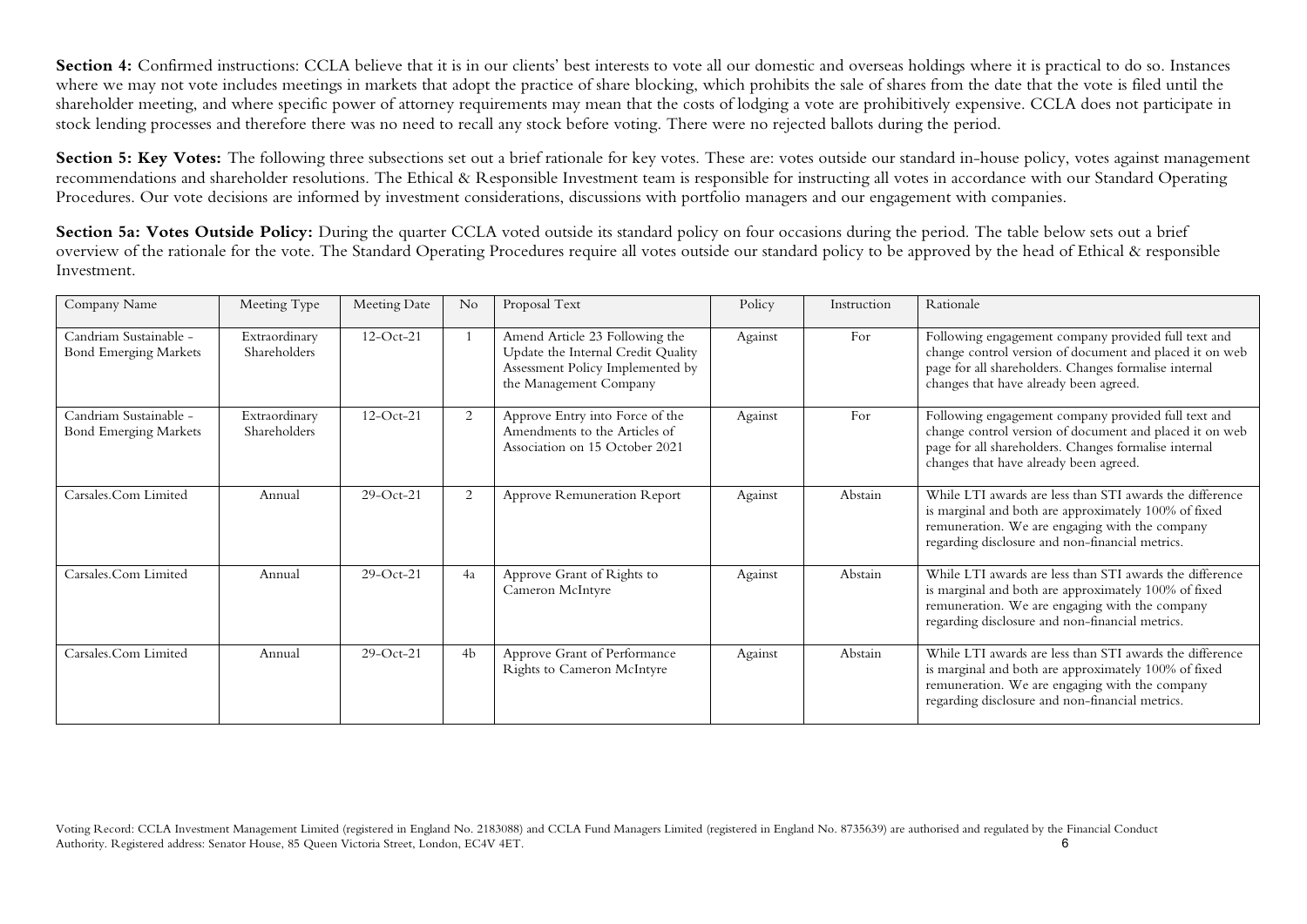**Section 4:** Confirmed instructions: CCLA believe that it is in our clients' best interests to vote all our domestic and overseas holdings where it is practical to do so. Instances where we may not vote includes meetings in markets that adopt the practice of share blocking, which prohibits the sale of shares from the date that the vote is filed until the shareholder meeting, and where specific power of attorney requirements may mean that the costs of lodging a vote are prohibitively expensive. CCLA does not participate in stock lending processes and therefore there was no need to recall any stock before voting. There were no rejected ballots during the period.

**Section 5: Key Votes:** The following three subsections set out a brief rationale for key votes. These are: votes outside our standard in-house policy, votes against management recommendations and shareholder resolutions. The Ethical & Responsible Investment team is responsible for instructing all votes in accordance with our Standard Operating Procedures. Our vote decisions are informed by investment considerations, discussions with portfolio managers and our engagement with companies.

**Section 5a: Votes Outside Policy:** During the quarter CCLA voted outside its standard policy on four occasions during the period. The table below sets out a brief overview of the rationale for the vote. The Standard Operating Procedures require all votes outside our standard policy to be approved by the head of Ethical & responsible Investment.

| Company Name | Meeting Type | Meeting Date | No | Proposal Text | Policy | Instruction | Rationale |
|---|---|---|---|---|---|---|---|
| Candriam Sustainable - Bond Emerging Markets | Extraordinary Shareholders | 12-Oct-21 | 1 | Amend Article 23 Following the Update the Internal Credit Quality Assessment Policy Implemented by the Management Company | Against | For | Following engagement company provided full text and change control version of document and placed it on web page for all shareholders. Changes formalise internal changes that have already been agreed. |
| Candriam Sustainable - Bond Emerging Markets | Extraordinary Shareholders | 12-Oct-21 | 2 | Approve Entry into Force of the Amendments to the Articles of Association on 15 October 2021 | Against | For | Following engagement company provided full text and change control version of document and placed it on web page for all shareholders. Changes formalise internal changes that have already been agreed. |
| Carsales.Com Limited | Annual | 29-Oct-21 | 2 | Approve Remuneration Report | Against | Abstain | While LTI awards are less than STI awards the difference is marginal and both are approximately 100% of fixed remuneration. We are engaging with the company regarding disclosure and non-financial metrics. |
| Carsales.Com Limited | Annual | 29-Oct-21 | 4a | Approve Grant of Rights to Cameron McIntyre | Against | Abstain | While LTI awards are less than STI awards the difference is marginal and both are approximately 100% of fixed remuneration. We are engaging with the company regarding disclosure and non-financial metrics. |
| Carsales.Com Limited | Annual | 29-Oct-21 | 4b | Approve Grant of Performance Rights to Cameron McIntyre | Against | Abstain | While LTI awards are less than STI awards the difference is marginal and both are approximately 100% of fixed remuneration. We are engaging with the company regarding disclosure and non-financial metrics. |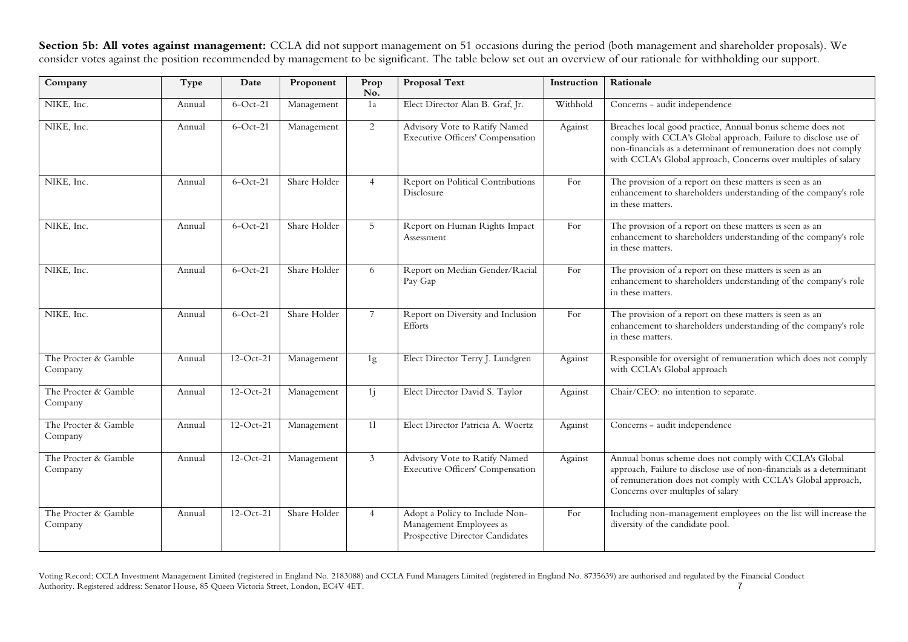**Section 5b: All votes against management:** CCLA did not support management on 51 occasions during the period (both management and shareholder proposals). We consider votes against the position recommended by management to be significant. The table below set out an overview of our rationale for withholding our support.

| Company | Type | Date | Proponent | Prop No. | Proposal Text | Instruction | Rationale |
|---|---|---|---|---|---|---|---|
| NIKE, Inc. | Annual | 6-Oct-21 | Management | 1a | Elect Director Alan B. Graf, Jr. | Withhold | Concerns - audit independence |
| NIKE, Inc. | Annual | 6-Oct-21 | Management | 2 | Advisory Vote to Ratify Named Executive Officers' Compensation | Against | Breaches local good practice, Annual bonus scheme does not comply with CCLA's Global approach, Failure to disclose use of non-financials as a determinant of remuneration does not comply with CCLA's Global approach, Concerns over multiples of salary |
| NIKE, Inc. | Annual | 6-Oct-21 | Share Holder | 4 | Report on Political Contributions Disclosure | For | The provision of a report on these matters is seen as an enhancement to shareholders understanding of the company's role in these matters. |
| NIKE, Inc. | Annual | 6-Oct-21 | Share Holder | 5 | Report on Human Rights Impact Assessment | For | The provision of a report on these matters is seen as an enhancement to shareholders understanding of the company's role in these matters. |
| NIKE, Inc. | Annual | 6-Oct-21 | Share Holder | 6 | Report on Median Gender/Racial Pay Gap | For | The provision of a report on these matters is seen as an enhancement to shareholders understanding of the company's role in these matters. |
| NIKE, Inc. | Annual | 6-Oct-21 | Share Holder | 7 | Report on Diversity and Inclusion Efforts | For | The provision of a report on these matters is seen as an enhancement to shareholders understanding of the company's role in these matters. |
| The Procter & Gamble Company | Annual | 12-Oct-21 | Management | 1g | Elect Director Terry J. Lundgren | Against | Responsible for oversight of remuneration which does not comply with CCLA's Global approach |
| The Procter & Gamble Company | Annual | 12-Oct-21 | Management | 1j | Elect Director David S. Taylor | Against | Chair/CEO: no intention to separate. |
| The Procter & Gamble Company | Annual | 12-Oct-21 | Management | 1l | Elect Director Patricia A. Woertz | Against | Concerns - audit independence |
| The Procter & Gamble Company | Annual | 12-Oct-21 | Management | 3 | Advisory Vote to Ratify Named Executive Officers' Compensation | Against | Annual bonus scheme does not comply with CCLA's Global approach, Failure to disclose use of non-financials as a determinant of remuneration does not comply with CCLA's Global approach, Concerns over multiples of salary |
| The Procter & Gamble Company | Annual | 12-Oct-21 | Share Holder | 4 | Adopt a Policy to Include Non-Management Employees as Prospective Director Candidates | For | Including non-management employees on the list will increase the diversity of the candidate pool. |

Voting Record: CCLA Investment Management Limited (registered in England No. 2183088) and CCLA Fund Managers Limited (registered in England No. 8735639) are authorised and regulated by the Financial Conduct Authority. Registered address: Senator House, 85 Queen Victoria Street, London, EC4V 4ET.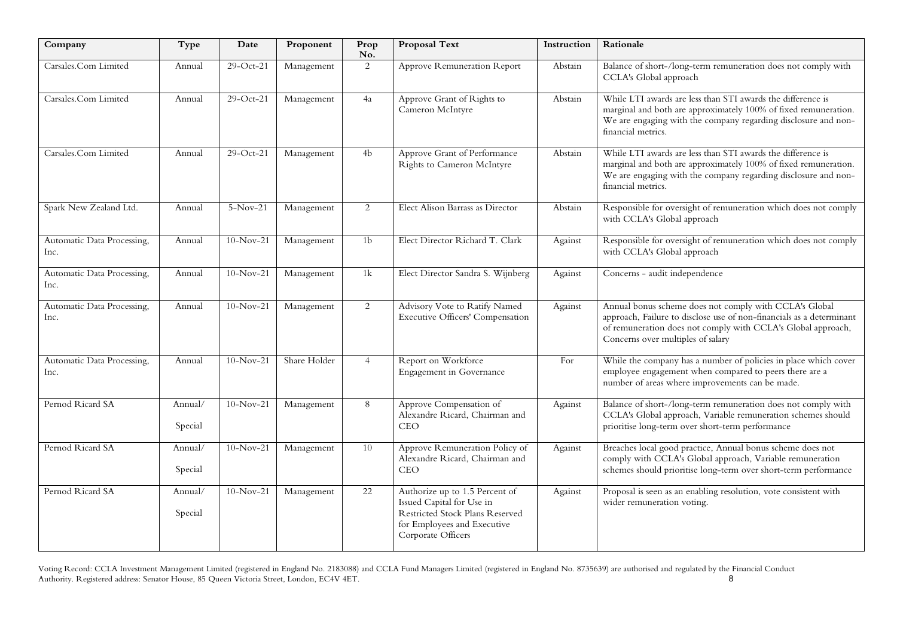| Company | Type | Date | Proponent | Prop No. | Proposal Text | Instruction | Rationale |
|---|---|---|---|---|---|---|---|
| Carsales.Com Limited | Annual | 29-Oct-21 | Management | 2 | Approve Remuneration Report | Abstain | Balance of short-/long-term remuneration does not comply with CCLA's Global approach |
| Carsales.Com Limited | Annual | 29-Oct-21 | Management | 4a | Approve Grant of Rights to Cameron McIntyre | Abstain | While LTI awards are less than STI awards the difference is marginal and both are approximately 100% of fixed remuneration. We are engaging with the company regarding disclosure and non-financial metrics. |
| Carsales.Com Limited | Annual | 29-Oct-21 | Management | 4b | Approve Grant of Performance Rights to Cameron McIntyre | Abstain | While LTI awards are less than STI awards the difference is marginal and both are approximately 100% of fixed remuneration. We are engaging with the company regarding disclosure and non-financial metrics. |
| Spark New Zealand Ltd. | Annual | 5-Nov-21 | Management | 2 | Elect Alison Barrass as Director | Abstain | Responsible for oversight of remuneration which does not comply with CCLA's Global approach |
| Automatic Data Processing, Inc. | Annual | 10-Nov-21 | Management | 1b | Elect Director Richard T. Clark | Against | Responsible for oversight of remuneration which does not comply with CCLA's Global approach |
| Automatic Data Processing, Inc. | Annual | 10-Nov-21 | Management | 1k | Elect Director Sandra S. Wijnberg | Against | Concerns - audit independence |
| Automatic Data Processing, Inc. | Annual | 10-Nov-21 | Management | 2 | Advisory Vote to Ratify Named Executive Officers' Compensation | Against | Annual bonus scheme does not comply with CCLA's Global approach, Failure to disclose use of non-financials as a determinant of remuneration does not comply with CCLA's Global approach, Concerns over multiples of salary |
| Automatic Data Processing, Inc. | Annual | 10-Nov-21 | Share Holder | 4 | Report on Workforce Engagement in Governance | For | While the company has a number of policies in place which cover employee engagement when compared to peers there are a number of areas where improvements can be made. |
| Pernod Ricard SA | Annual/ Special | 10-Nov-21 | Management | 8 | Approve Compensation of Alexandre Ricard, Chairman and CEO | Against | Balance of short-/long-term remuneration does not comply with CCLA's Global approach, Variable remuneration schemes should prioritise long-term over short-term performance |
| Pernod Ricard SA | Annual/ Special | 10-Nov-21 | Management | 10 | Approve Remuneration Policy of Alexandre Ricard, Chairman and CEO | Against | Breaches local good practice, Annual bonus scheme does not comply with CCLA's Global approach, Variable remuneration schemes should prioritise long-term over short-term performance |
| Pernod Ricard SA | Annual/ Special | 10-Nov-21 | Management | 22 | Authorize up to 1.5 Percent of Issued Capital for Use in Restricted Stock Plans Reserved for Employees and Executive Corporate Officers | Against | Proposal is seen as an enabling resolution, vote consistent with wider remuneration voting. |

Voting Record: CCLA Investment Management Limited (registered in England No. 2183088) and CCLA Fund Managers Limited (registered in England No. 8735639) are authorised and regulated by the Financial Conduct Authority. Registered address: Senator House, 85 Queen Victoria Street, London, EC4V 4ET.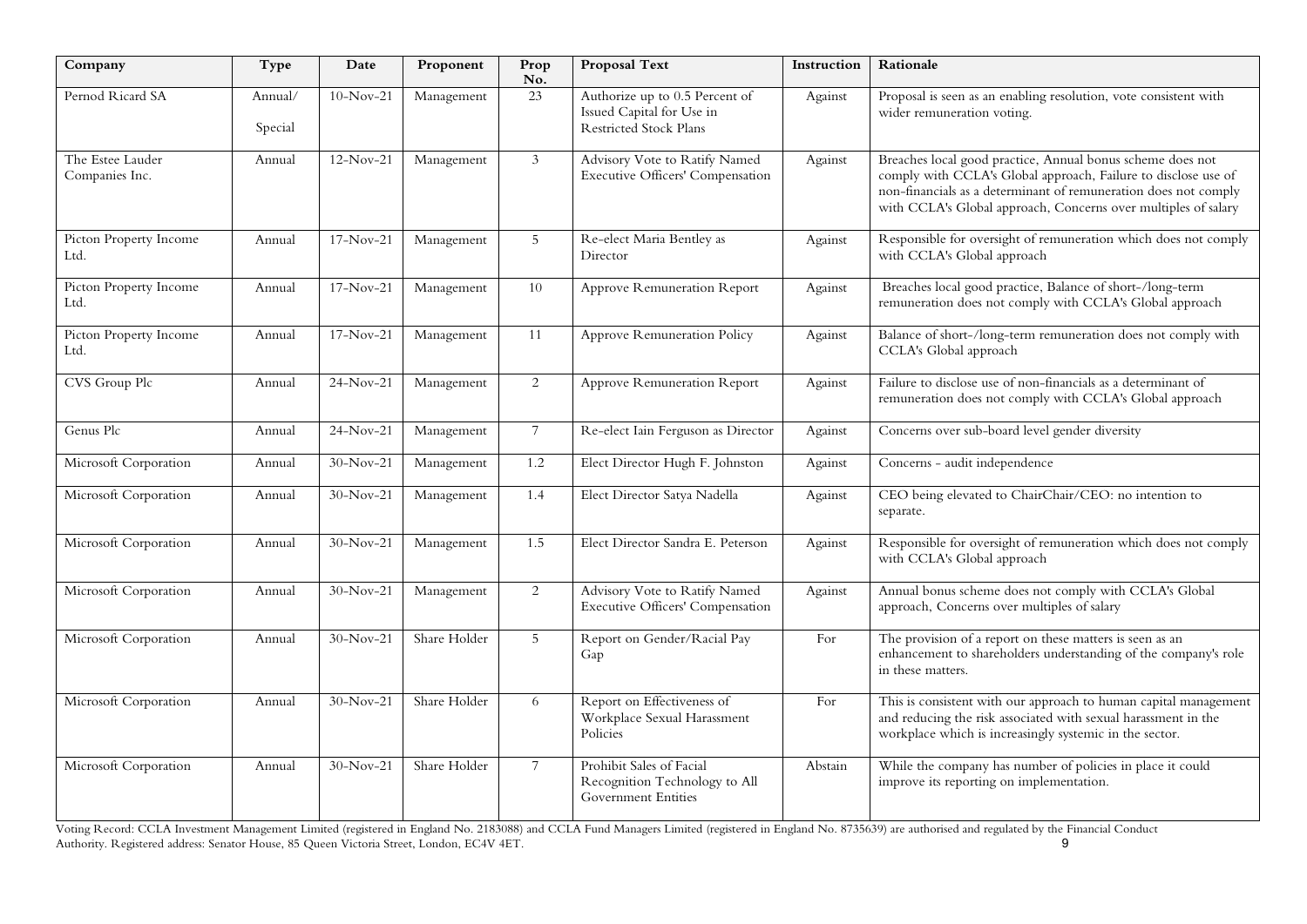| Company | Type | Date | Proponent | Prop No. | Proposal Text | Instruction | Rationale |
|---|---|---|---|---|---|---|---|
| Pernod Ricard SA | Annual/ Special | 10-Nov-21 | Management | 23 | Authorize up to 0.5 Percent of Issued Capital for Use in Restricted Stock Plans | Against | Proposal is seen as an enabling resolution, vote consistent with wider remuneration voting. |
| The Estee Lauder Companies Inc. | Annual | 12-Nov-21 | Management | 3 | Advisory Vote to Ratify Named Executive Officers' Compensation | Against | Breaches local good practice, Annual bonus scheme does not comply with CCLA's Global approach, Failure to disclose use of non-financials as a determinant of remuneration does not comply with CCLA's Global approach, Concerns over multiples of salary |
| Picton Property Income Ltd. | Annual | 17-Nov-21 | Management | 5 | Re-elect Maria Bentley as Director | Against | Responsible for oversight of remuneration which does not comply with CCLA's Global approach |
| Picton Property Income Ltd. | Annual | 17-Nov-21 | Management | 10 | Approve Remuneration Report | Against | Breaches local good practice, Balance of short-/long-term remuneration does not comply with CCLA's Global approach |
| Picton Property Income Ltd. | Annual | 17-Nov-21 | Management | 11 | Approve Remuneration Policy | Against | Balance of short-/long-term remuneration does not comply with CCLA's Global approach |
| CVS Group Plc | Annual | 24-Nov-21 | Management | 2 | Approve Remuneration Report | Against | Failure to disclose use of non-financials as a determinant of remuneration does not comply with CCLA's Global approach |
| Genus Plc | Annual | 24-Nov-21 | Management | 7 | Re-elect Iain Ferguson as Director | Against | Concerns over sub-board level gender diversity |
| Microsoft Corporation | Annual | 30-Nov-21 | Management | 1.2 | Elect Director Hugh F. Johnston | Against | Concerns - audit independence |
| Microsoft Corporation | Annual | 30-Nov-21 | Management | 1.4 | Elect Director Satya Nadella | Against | CEO being elevated to ChairChair/CEO: no intention to separate. |
| Microsoft Corporation | Annual | 30-Nov-21 | Management | 1.5 | Elect Director Sandra E. Peterson | Against | Responsible for oversight of remuneration which does not comply with CCLA's Global approach |
| Microsoft Corporation | Annual | 30-Nov-21 | Management | 2 | Advisory Vote to Ratify Named Executive Officers' Compensation | Against | Annual bonus scheme does not comply with CCLA's Global approach, Concerns over multiples of salary |
| Microsoft Corporation | Annual | 30-Nov-21 | Share Holder | 5 | Report on Gender/Racial Pay Gap | For | The provision of a report on these matters is seen as an enhancement to shareholders understanding of the company's role in these matters. |
| Microsoft Corporation | Annual | 30-Nov-21 | Share Holder | 6 | Report on Effectiveness of Workplace Sexual Harassment Policies | For | This is consistent with our approach to human capital management and reducing the risk associated with sexual harassment in the workplace which is increasingly systemic in the sector. |
| Microsoft Corporation | Annual | 30-Nov-21 | Share Holder | 7 | Prohibit Sales of Facial Recognition Technology to All Government Entities | Abstain | While the company has number of policies in place it could improve its reporting on implementation. |

Voting Record: CCLA Investment Management Limited (registered in England No. 2183088) and CCLA Fund Managers Limited (registered in England No. 8735639) are authorised and regulated by the Financial Conduct Authority. Registered address: Senator House, 85 Queen Victoria Street, London, EC4V 4ET.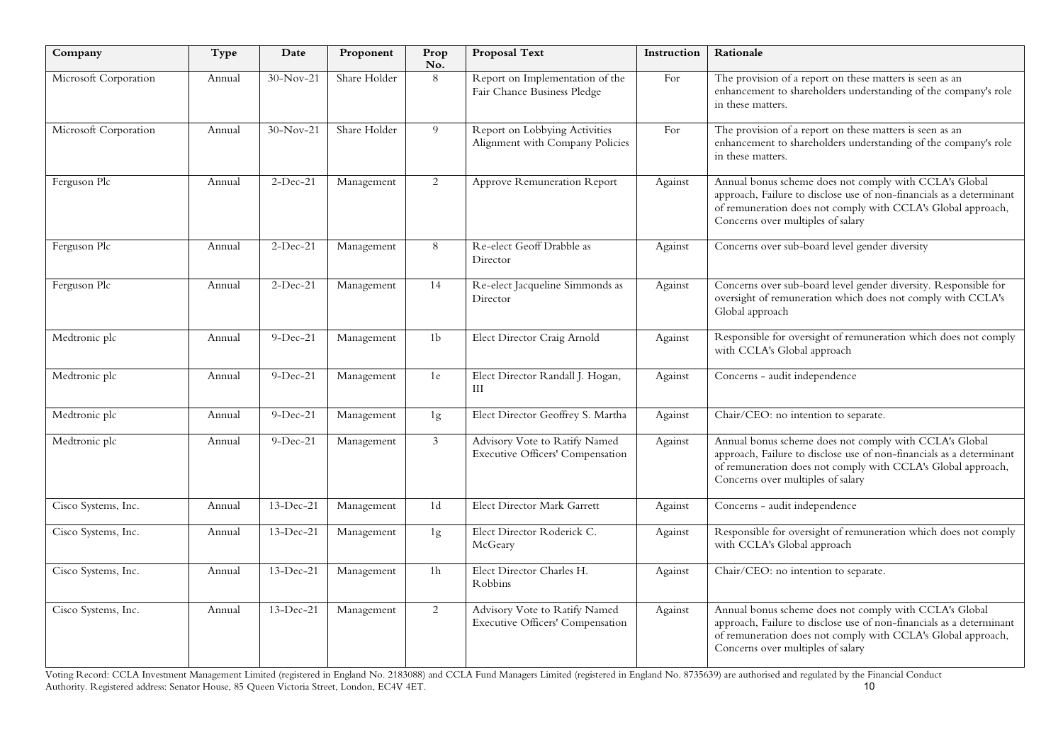| Company | Type | Date | Proponent | Prop No. | Proposal Text | Instruction | Rationale |
|---|---|---|---|---|---|---|---|
| Microsoft Corporation | Annual | 30-Nov-21 | Share Holder | 8 | Report on Implementation of the Fair Chance Business Pledge | For | The provision of a report on these matters is seen as an enhancement to shareholders understanding of the company's role in these matters. |
| Microsoft Corporation | Annual | 30-Nov-21 | Share Holder | 9 | Report on Lobbying Activities Alignment with Company Policies | For | The provision of a report on these matters is seen as an enhancement to shareholders understanding of the company's role in these matters. |
| Ferguson Plc | Annual | 2-Dec-21 | Management | 2 | Approve Remuneration Report | Against | Annual bonus scheme does not comply with CCLA's Global approach, Failure to disclose use of non-financials as a determinant of remuneration does not comply with CCLA's Global approach, Concerns over multiples of salary |
| Ferguson Plc | Annual | 2-Dec-21 | Management | 8 | Re-elect Geoff Drabble as Director | Against | Concerns over sub-board level gender diversity |
| Ferguson Plc | Annual | 2-Dec-21 | Management | 14 | Re-elect Jacqueline Simmonds as Director | Against | Concerns over sub-board level gender diversity. Responsible for oversight of remuneration which does not comply with CCLA's Global approach |
| Medtronic plc | Annual | 9-Dec-21 | Management | 1b | Elect Director Craig Arnold | Against | Responsible for oversight of remuneration which does not comply with CCLA's Global approach |
| Medtronic plc | Annual | 9-Dec-21 | Management | 1e | Elect Director Randall J. Hogan, III | Against | Concerns - audit independence |
| Medtronic plc | Annual | 9-Dec-21 | Management | 1g | Elect Director Geoffrey S. Martha | Against | Chair/CEO: no intention to separate. |
| Medtronic plc | Annual | 9-Dec-21 | Management | 3 | Advisory Vote to Ratify Named Executive Officers' Compensation | Against | Annual bonus scheme does not comply with CCLA's Global approach, Failure to disclose use of non-financials as a determinant of remuneration does not comply with CCLA's Global approach, Concerns over multiples of salary |
| Cisco Systems, Inc. | Annual | 13-Dec-21 | Management | 1d | Elect Director Mark Garrett | Against | Concerns - audit independence |
| Cisco Systems, Inc. | Annual | 13-Dec-21 | Management | 1g | Elect Director Roderick C. McGeary | Against | Responsible for oversight of remuneration which does not comply with CCLA's Global approach |
| Cisco Systems, Inc. | Annual | 13-Dec-21 | Management | 1h | Elect Director Charles H. Robbins | Against | Chair/CEO: no intention to separate. |
| Cisco Systems, Inc. | Annual | 13-Dec-21 | Management | 2 | Advisory Vote to Ratify Named Executive Officers' Compensation | Against | Annual bonus scheme does not comply with CCLA's Global approach, Failure to disclose use of non-financials as a determinant of remuneration does not comply with CCLA's Global approach, Concerns over multiples of salary |

Voting Record: CCLA Investment Management Limited (registered in England No. 2183088) and CCLA Fund Managers Limited (registered in England No. 8735639) are authorised and regulated by the Financial Conduct Authority. Registered address: Senator House, 85 Queen Victoria Street, London, EC4V 4ET.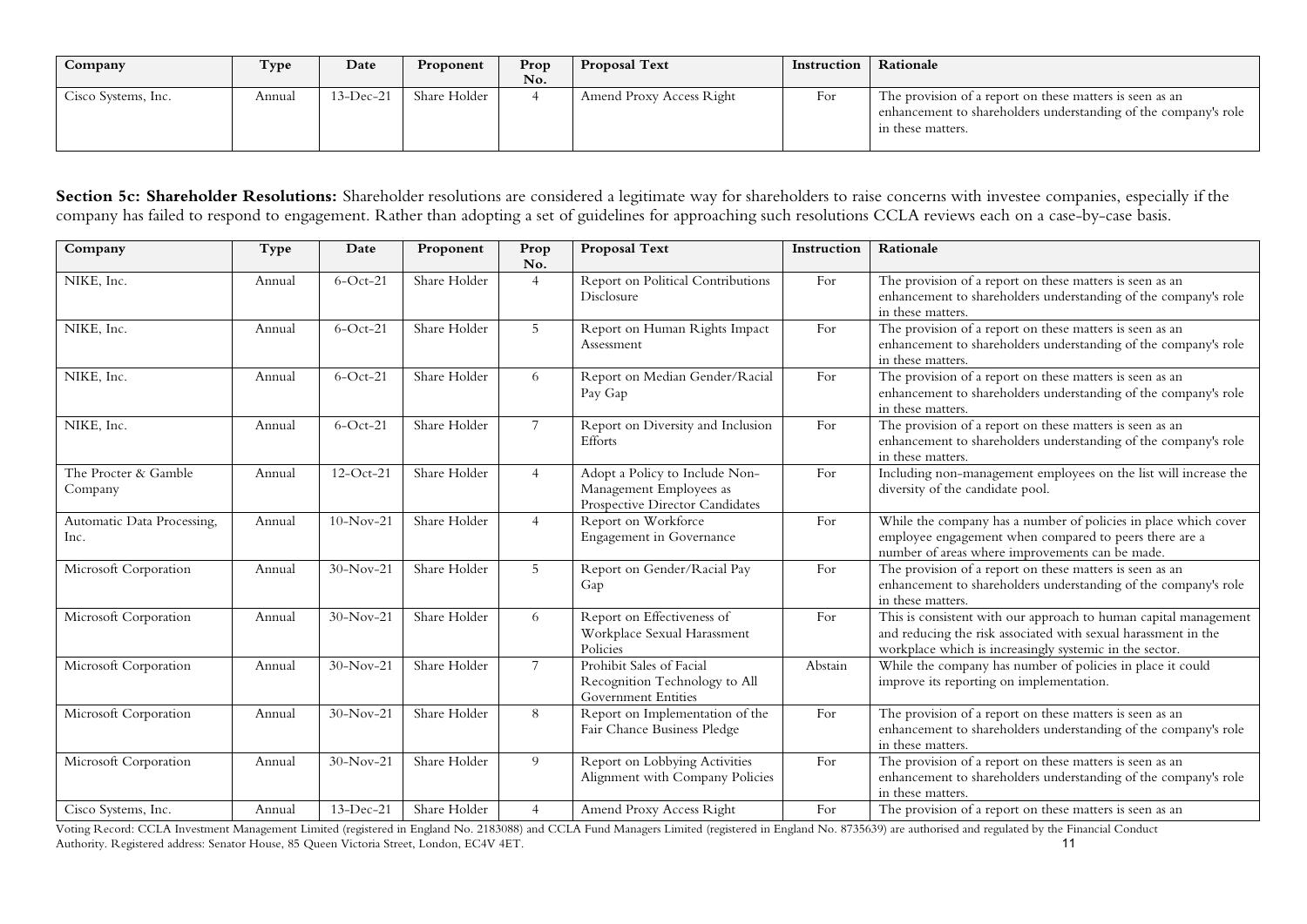| Company | Type | Date | Proponent | Prop No. | Proposal Text | Instruction | Rationale |
|---|---|---|---|---|---|---|---|
| Cisco Systems, Inc. | Annual | 13-Dec-21 | Share Holder | 4 | Amend Proxy Access Right | For | The provision of a report on these matters is seen as an enhancement to shareholders understanding of the company's role in these matters. |

**Section 5c: Shareholder Resolutions:** Shareholder resolutions are considered a legitimate way for shareholders to raise concerns with investee companies, especially if the company has failed to respond to engagement. Rather than adopting a set of guidelines for approaching such resolutions CCLA reviews each on a case-by-case basis.

| Company | Type | Date | Proponent | Prop No. | Proposal Text | Instruction | Rationale |
|---|---|---|---|---|---|---|---|
| NIKE, Inc. | Annual | 6-Oct-21 | Share Holder | 4 | Report on Political Contributions Disclosure | For | The provision of a report on these matters is seen as an enhancement to shareholders understanding of the company's role in these matters. |
| NIKE, Inc. | Annual | 6-Oct-21 | Share Holder | 5 | Report on Human Rights Impact Assessment | For | The provision of a report on these matters is seen as an enhancement to shareholders understanding of the company's role in these matters. |
| NIKE, Inc. | Annual | 6-Oct-21 | Share Holder | 6 | Report on Median Gender/Racial Pay Gap | For | The provision of a report on these matters is seen as an enhancement to shareholders understanding of the company's role in these matters. |
| NIKE, Inc. | Annual | 6-Oct-21 | Share Holder | 7 | Report on Diversity and Inclusion Efforts | For | The provision of a report on these matters is seen as an enhancement to shareholders understanding of the company's role in these matters. |
| The Procter & Gamble Company | Annual | 12-Oct-21 | Share Holder | 4 | Adopt a Policy to Include Non-Management Employees as Prospective Director Candidates | For | Including non-management employees on the list will increase the diversity of the candidate pool. |
| Automatic Data Processing, Inc. | Annual | 10-Nov-21 | Share Holder | 4 | Report on Workforce Engagement in Governance | For | While the company has a number of policies in place which cover employee engagement when compared to peers there are a number of areas where improvements can be made. |
| Microsoft Corporation | Annual | 30-Nov-21 | Share Holder | 5 | Report on Gender/Racial Pay Gap | For | The provision of a report on these matters is seen as an enhancement to shareholders understanding of the company's role in these matters. |
| Microsoft Corporation | Annual | 30-Nov-21 | Share Holder | 6 | Report on Effectiveness of Workplace Sexual Harassment Policies | For | This is consistent with our approach to human capital management and reducing the risk associated with sexual harassment in the workplace which is increasingly systemic in the sector. |
| Microsoft Corporation | Annual | 30-Nov-21 | Share Holder | 7 | Prohibit Sales of Facial Recognition Technology to All Government Entities | Abstain | While the company has number of policies in place it could improve its reporting on implementation. |
| Microsoft Corporation | Annual | 30-Nov-21 | Share Holder | 8 | Report on Implementation of the Fair Chance Business Pledge | For | The provision of a report on these matters is seen as an enhancement to shareholders understanding of the company's role in these matters. |
| Microsoft Corporation | Annual | 30-Nov-21 | Share Holder | 9 | Report on Lobbying Activities Alignment with Company Policies | For | The provision of a report on these matters is seen as an enhancement to shareholders understanding of the company's role in these matters. |
| Cisco Systems, Inc. | Annual | 13-Dec-21 | Share Holder | 4 | Amend Proxy Access Right | For | The provision of a report on these matters is seen as an |

Voting Record: CCLA Investment Management Limited (registered in England No. 2183088) and CCLA Fund Managers Limited (registered in England No. 8735639) are authorised and regulated by the Financial Conduct Authority. Registered address: Senator House, 85 Queen Victoria Street, London, EC4V 4ET.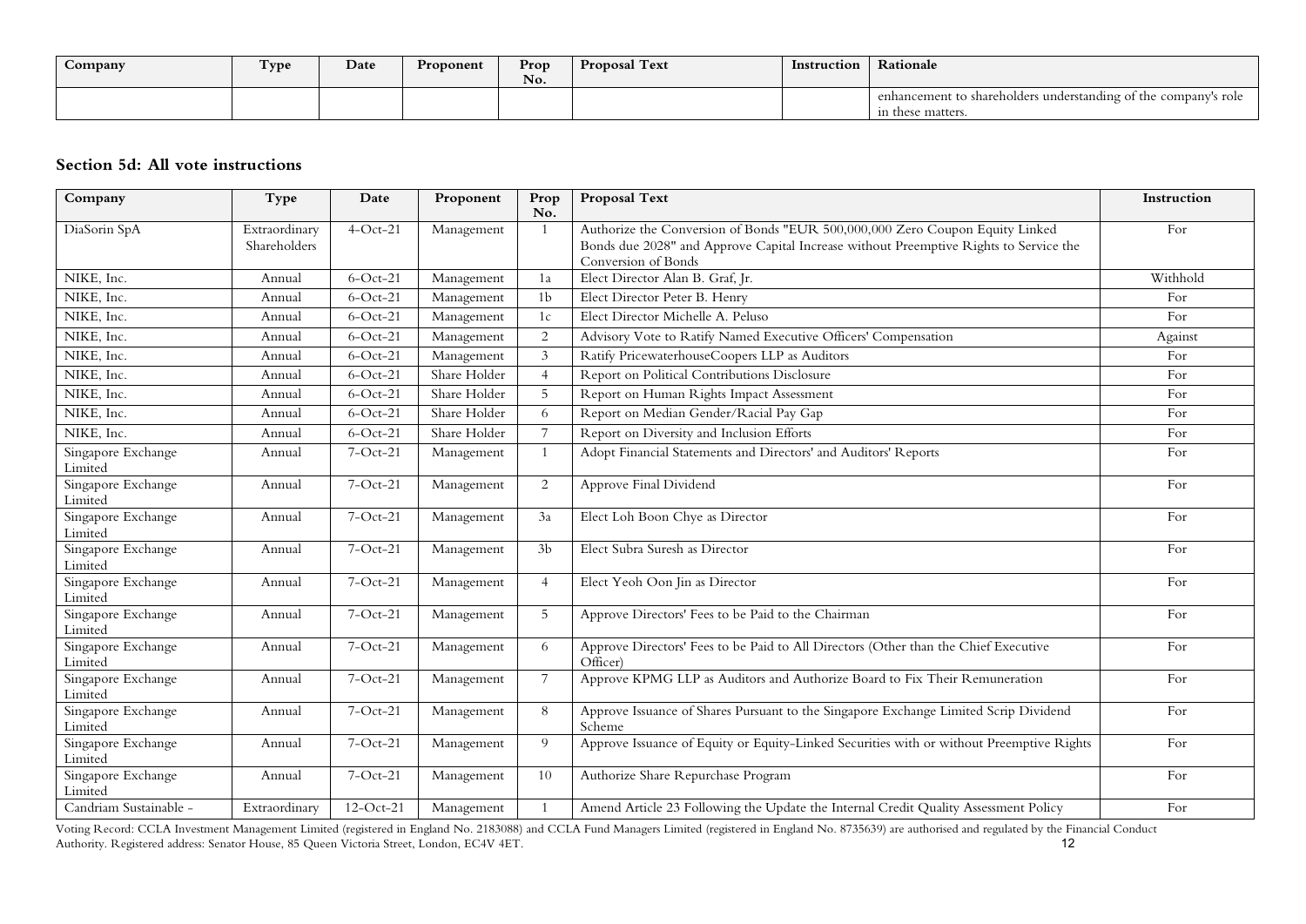| Company | Type | Date | Proponent | Prop No. | Proposal Text | Instruction | Rationale |
|---|---|---|---|---|---|---|---|
| | | | | | | | enhancement to shareholders understanding of the company's role in these matters. |

## Section 5d: All vote instructions

| Company | Type | Date | Proponent | Prop No. | Proposal Text | Instruction |
|---|---|---|---|---|---|---|
| DiaSorin SpA | Extraordinary Shareholders | 4-Oct-21 | Management | 1 | Authorize the Conversion of Bonds "EUR 500,000,000 Zero Coupon Equity Linked Bonds due 2028" and Approve Capital Increase without Preemptive Rights to Service the Conversion of Bonds | For |
| NIKE, Inc. | Annual | 6-Oct-21 | Management | 1a | Elect Director Alan B. Graf, Jr. | Withhold |
| NIKE, Inc. | Annual | 6-Oct-21 | Management | 1b | Elect Director Peter B. Henry | For |
| NIKE, Inc. | Annual | 6-Oct-21 | Management | 1c | Elect Director Michelle A. Peluso | For |
| NIKE, Inc. | Annual | 6-Oct-21 | Management | 2 | Advisory Vote to Ratify Named Executive Officers' Compensation | Against |
| NIKE, Inc. | Annual | 6-Oct-21 | Management | 3 | Ratify PricewaterhouseCoopers LLP as Auditors | For |
| NIKE, Inc. | Annual | 6-Oct-21 | Share Holder | 4 | Report on Political Contributions Disclosure | For |
| NIKE, Inc. | Annual | 6-Oct-21 | Share Holder | 5 | Report on Human Rights Impact Assessment | For |
| NIKE, Inc. | Annual | 6-Oct-21 | Share Holder | 6 | Report on Median Gender/Racial Pay Gap | For |
| NIKE, Inc. | Annual | 6-Oct-21 | Share Holder | 7 | Report on Diversity and Inclusion Efforts | For |
| Singapore Exchange Limited | Annual | 7-Oct-21 | Management | 1 | Adopt Financial Statements and Directors' and Auditors' Reports | For |
| Singapore Exchange Limited | Annual | 7-Oct-21 | Management | 2 | Approve Final Dividend | For |
| Singapore Exchange Limited | Annual | 7-Oct-21 | Management | 3a | Elect Loh Boon Chye as Director | For |
| Singapore Exchange Limited | Annual | 7-Oct-21 | Management | 3b | Elect Subra Suresh as Director | For |
| Singapore Exchange Limited | Annual | 7-Oct-21 | Management | 4 | Elect Yeoh Oon Jin as Director | For |
| Singapore Exchange Limited | Annual | 7-Oct-21 | Management | 5 | Approve Directors' Fees to be Paid to the Chairman | For |
| Singapore Exchange Limited | Annual | 7-Oct-21 | Management | 6 | Approve Directors' Fees to be Paid to All Directors (Other than the Chief Executive Officer) | For |
| Singapore Exchange Limited | Annual | 7-Oct-21 | Management | 7 | Approve KPMG LLP as Auditors and Authorize Board to Fix Their Remuneration | For |
| Singapore Exchange Limited | Annual | 7-Oct-21 | Management | 8 | Approve Issuance of Shares Pursuant to the Singapore Exchange Limited Scrip Dividend Scheme | For |
| Singapore Exchange Limited | Annual | 7-Oct-21 | Management | 9 | Approve Issuance of Equity or Equity-Linked Securities with or without Preemptive Rights | For |
| Singapore Exchange Limited | Annual | 7-Oct-21 | Management | 10 | Authorize Share Repurchase Program | For |
| Candriam Sustainable - | Extraordinary | 12-Oct-21 | Management | 1 | Amend Article 23 Following the Update the Internal Credit Quality Assessment Policy | For |

Voting Record: CCLA Investment Management Limited (registered in England No. 2183088) and CCLA Fund Managers Limited (registered in England No. 8735639) are authorised and regulated by the Financial Conduct Authority. Registered address: Senator House, 85 Queen Victoria Street, London, EC4V 4ET.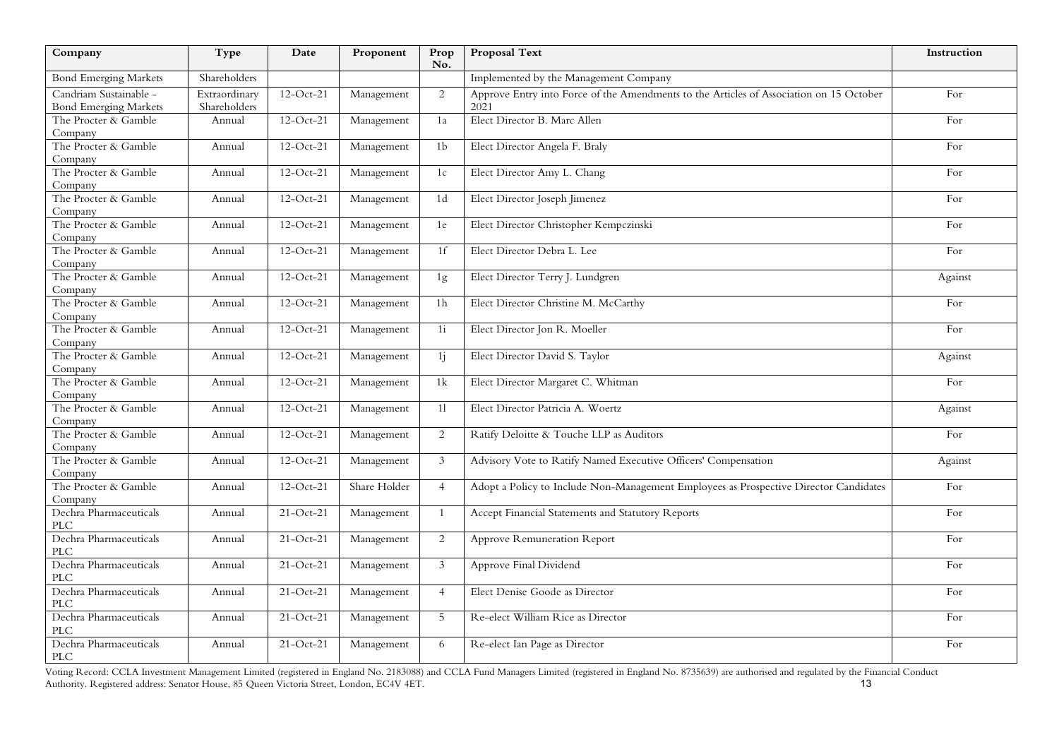| Company | Type | Date | Proponent | Prop No. | Proposal Text | Instruction |
|---|---|---|---|---|---|---|
| Bond Emerging Markets | Shareholders | | | | Implemented by the Management Company | |
| Candriam Sustainable - Bond Emerging Markets | Extraordinary Shareholders | 12-Oct-21 | Management | 2 | Approve Entry into Force of the Amendments to the Articles of Association on 15 October 2021 | For |
| The Procter & Gamble Company | Annual | 12-Oct-21 | Management | 1a | Elect Director B. Marc Allen | For |
| The Procter & Gamble Company | Annual | 12-Oct-21 | Management | 1b | Elect Director Angela F. Braly | For |
| The Procter & Gamble Company | Annual | 12-Oct-21 | Management | 1c | Elect Director Amy L. Chang | For |
| The Procter & Gamble Company | Annual | 12-Oct-21 | Management | 1d | Elect Director Joseph Jimenez | For |
| The Procter & Gamble Company | Annual | 12-Oct-21 | Management | 1e | Elect Director Christopher Kempczinski | For |
| The Procter & Gamble Company | Annual | 12-Oct-21 | Management | 1f | Elect Director Debra L. Lee | For |
| The Procter & Gamble Company | Annual | 12-Oct-21 | Management | 1g | Elect Director Terry J. Lundgren | Against |
| The Procter & Gamble Company | Annual | 12-Oct-21 | Management | 1h | Elect Director Christine M. McCarthy | For |
| The Procter & Gamble Company | Annual | 12-Oct-21 | Management | 1i | Elect Director Jon R. Moeller | For |
| The Procter & Gamble Company | Annual | 12-Oct-21 | Management | 1j | Elect Director David S. Taylor | Against |
| The Procter & Gamble Company | Annual | 12-Oct-21 | Management | 1k | Elect Director Margaret C. Whitman | For |
| The Procter & Gamble Company | Annual | 12-Oct-21 | Management | 1l | Elect Director Patricia A. Woertz | Against |
| The Procter & Gamble Company | Annual | 12-Oct-21 | Management | 2 | Ratify Deloitte & Touche LLP as Auditors | For |
| The Procter & Gamble Company | Annual | 12-Oct-21 | Management | 3 | Advisory Vote to Ratify Named Executive Officers' Compensation | Against |
| The Procter & Gamble Company | Annual | 12-Oct-21 | Share Holder | 4 | Adopt a Policy to Include Non-Management Employees as Prospective Director Candidates | For |
| Dechra Pharmaceuticals PLC | Annual | 21-Oct-21 | Management | 1 | Accept Financial Statements and Statutory Reports | For |
| Dechra Pharmaceuticals PLC | Annual | 21-Oct-21 | Management | 2 | Approve Remuneration Report | For |
| Dechra Pharmaceuticals PLC | Annual | 21-Oct-21 | Management | 3 | Approve Final Dividend | For |
| Dechra Pharmaceuticals PLC | Annual | 21-Oct-21 | Management | 4 | Elect Denise Goode as Director | For |
| Dechra Pharmaceuticals PLC | Annual | 21-Oct-21 | Management | 5 | Re-elect William Rice as Director | For |
| Dechra Pharmaceuticals PLC | Annual | 21-Oct-21 | Management | 6 | Re-elect Ian Page as Director | For |

Voting Record: CCLA Investment Management Limited (registered in England No. 2183088) and CCLA Fund Managers Limited (registered in England No. 8735639) are authorised and regulated by the Financial Conduct Authority. Registered address: Senator House, 85 Queen Victoria Street, London, EC4V 4ET.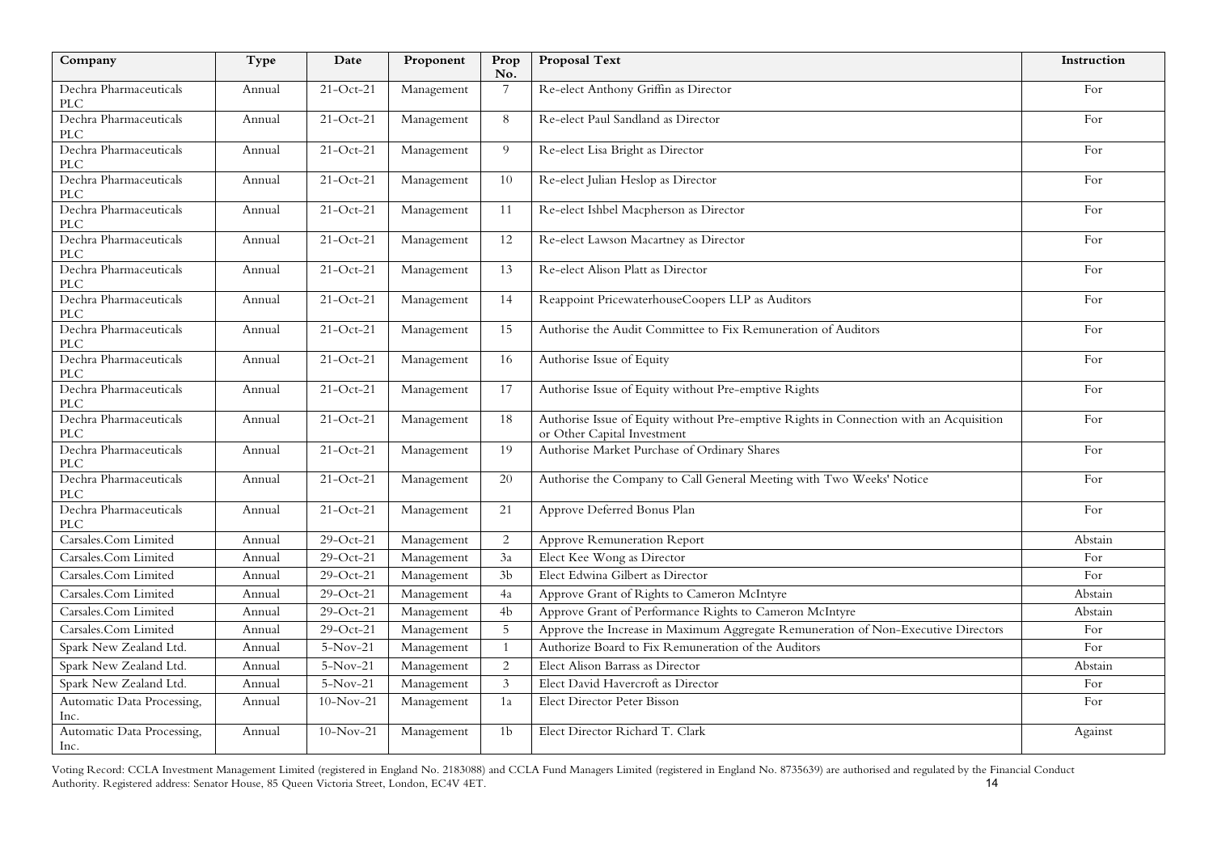| Company | Type | Date | Proponent | Prop No. | Proposal Text | Instruction |
|---|---|---|---|---|---|---|
| Dechra Pharmaceuticals PLC | Annual | 21-Oct-21 | Management | 7 | Re-elect Anthony Griffin as Director | For |
| Dechra Pharmaceuticals PLC | Annual | 21-Oct-21 | Management | 8 | Re-elect Paul Sandland as Director | For |
| Dechra Pharmaceuticals PLC | Annual | 21-Oct-21 | Management | 9 | Re-elect Lisa Bright as Director | For |
| Dechra Pharmaceuticals PLC | Annual | 21-Oct-21 | Management | 10 | Re-elect Julian Heslop as Director | For |
| Dechra Pharmaceuticals PLC | Annual | 21-Oct-21 | Management | 11 | Re-elect Ishbel Macpherson as Director | For |
| Dechra Pharmaceuticals PLC | Annual | 21-Oct-21 | Management | 12 | Re-elect Lawson Macartney as Director | For |
| Dechra Pharmaceuticals PLC | Annual | 21-Oct-21 | Management | 13 | Re-elect Alison Platt as Director | For |
| Dechra Pharmaceuticals PLC | Annual | 21-Oct-21 | Management | 14 | Reappoint PricewaterhouseCoopers LLP as Auditors | For |
| Dechra Pharmaceuticals PLC | Annual | 21-Oct-21 | Management | 15 | Authorise the Audit Committee to Fix Remuneration of Auditors | For |
| Dechra Pharmaceuticals PLC | Annual | 21-Oct-21 | Management | 16 | Authorise Issue of Equity | For |
| Dechra Pharmaceuticals PLC | Annual | 21-Oct-21 | Management | 17 | Authorise Issue of Equity without Pre-emptive Rights | For |
| Dechra Pharmaceuticals PLC | Annual | 21-Oct-21 | Management | 18 | Authorise Issue of Equity without Pre-emptive Rights in Connection with an Acquisition or Other Capital Investment | For |
| Dechra Pharmaceuticals PLC | Annual | 21-Oct-21 | Management | 19 | Authorise Market Purchase of Ordinary Shares | For |
| Dechra Pharmaceuticals PLC | Annual | 21-Oct-21 | Management | 20 | Authorise the Company to Call General Meeting with Two Weeks' Notice | For |
| Dechra Pharmaceuticals PLC | Annual | 21-Oct-21 | Management | 21 | Approve Deferred Bonus Plan | For |
| Carsales.Com Limited | Annual | 29-Oct-21 | Management | 2 | Approve Remuneration Report | Abstain |
| Carsales.Com Limited | Annual | 29-Oct-21 | Management | 3a | Elect Kee Wong as Director | For |
| Carsales.Com Limited | Annual | 29-Oct-21 | Management | 3b | Elect Edwina Gilbert as Director | For |
| Carsales.Com Limited | Annual | 29-Oct-21 | Management | 4a | Approve Grant of Rights to Cameron McIntyre | Abstain |
| Carsales.Com Limited | Annual | 29-Oct-21 | Management | 4b | Approve Grant of Performance Rights to Cameron McIntyre | Abstain |
| Carsales.Com Limited | Annual | 29-Oct-21 | Management | 5 | Approve the Increase in Maximum Aggregate Remuneration of Non-Executive Directors | For |
| Spark New Zealand Ltd. | Annual | 5-Nov-21 | Management | 1 | Authorize Board to Fix Remuneration of the Auditors | For |
| Spark New Zealand Ltd. | Annual | 5-Nov-21 | Management | 2 | Elect Alison Barrass as Director | Abstain |
| Spark New Zealand Ltd. | Annual | 5-Nov-21 | Management | 3 | Elect David Havercroft as Director | For |
| Automatic Data Processing, Inc. | Annual | 10-Nov-21 | Management | 1a | Elect Director Peter Bisson | For |
| Automatic Data Processing, Inc. | Annual | 10-Nov-21 | Management | 1b | Elect Director Richard T. Clark | Against |

Voting Record: CCLA Investment Management Limited (registered in England No. 2183088) and CCLA Fund Managers Limited (registered in England No. 8735639) are authorised and regulated by the Financial Conduct Authority. Registered address: Senator House, 85 Queen Victoria Street, London, EC4V 4ET.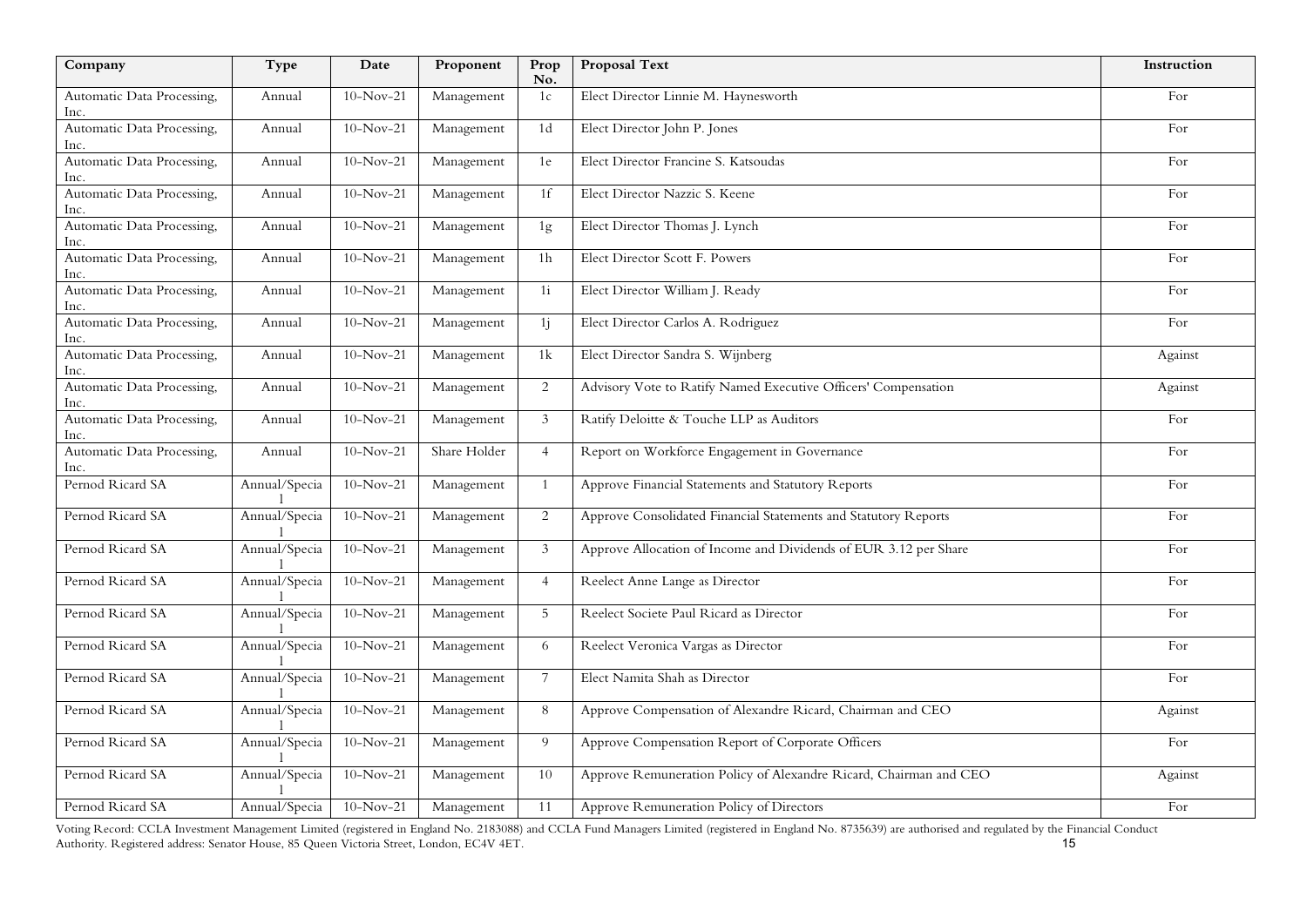| Company | Type | Date | Proponent | Prop No. | Proposal Text | Instruction |
|---|---|---|---|---|---|---|
| Automatic Data Processing, Inc. | Annual | 10-Nov-21 | Management | 1c | Elect Director Linnie M. Haynesworth | For |
| Automatic Data Processing, Inc. | Annual | 10-Nov-21 | Management | 1d | Elect Director John P. Jones | For |
| Automatic Data Processing, Inc. | Annual | 10-Nov-21 | Management | 1e | Elect Director Francine S. Katsoudas | For |
| Automatic Data Processing, Inc. | Annual | 10-Nov-21 | Management | 1f | Elect Director Nazzic S. Keene | For |
| Automatic Data Processing, Inc. | Annual | 10-Nov-21 | Management | 1g | Elect Director Thomas J. Lynch | For |
| Automatic Data Processing, Inc. | Annual | 10-Nov-21 | Management | 1h | Elect Director Scott F. Powers | For |
| Automatic Data Processing, Inc. | Annual | 10-Nov-21 | Management | 1i | Elect Director William J. Ready | For |
| Automatic Data Processing, Inc. | Annual | 10-Nov-21 | Management | 1j | Elect Director Carlos A. Rodriguez | For |
| Automatic Data Processing, Inc. | Annual | 10-Nov-21 | Management | 1k | Elect Director Sandra S. Wijnberg | Against |
| Automatic Data Processing, Inc. | Annual | 10-Nov-21 | Management | 2 | Advisory Vote to Ratify Named Executive Officers' Compensation | Against |
| Automatic Data Processing, Inc. | Annual | 10-Nov-21 | Management | 3 | Ratify Deloitte & Touche LLP as Auditors | For |
| Automatic Data Processing, Inc. | Annual | 10-Nov-21 | Share Holder | 4 | Report on Workforce Engagement in Governance | For |
| Pernod Ricard SA | Annual/Special | 10-Nov-21 | Management | 1 | Approve Financial Statements and Statutory Reports | For |
| Pernod Ricard SA | Annual/Special | 10-Nov-21 | Management | 2 | Approve Consolidated Financial Statements and Statutory Reports | For |
| Pernod Ricard SA | Annual/Special | 10-Nov-21 | Management | 3 | Approve Allocation of Income and Dividends of EUR 3.12 per Share | For |
| Pernod Ricard SA | Annual/Special | 10-Nov-21 | Management | 4 | Reelect Anne Lange as Director | For |
| Pernod Ricard SA | Annual/Special | 10-Nov-21 | Management | 5 | Reelect Societe Paul Ricard as Director | For |
| Pernod Ricard SA | Annual/Special | 10-Nov-21 | Management | 6 | Reelect Veronica Vargas as Director | For |
| Pernod Ricard SA | Annual/Special | 10-Nov-21 | Management | 7 | Elect Namita Shah as Director | For |
| Pernod Ricard SA | Annual/Special | 10-Nov-21 | Management | 8 | Approve Compensation of Alexandre Ricard, Chairman and CEO | Against |
| Pernod Ricard SA | Annual/Special | 10-Nov-21 | Management | 9 | Approve Compensation Report of Corporate Officers | For |
| Pernod Ricard SA | Annual/Special | 10-Nov-21 | Management | 10 | Approve Remuneration Policy of Alexandre Ricard, Chairman and CEO | Against |
| Pernod Ricard SA | Annual/Special | 10-Nov-21 | Management | 11 | Approve Remuneration Policy of Directors | For |

Voting Record: CCLA Investment Management Limited (registered in England No. 2183088) and CCLA Fund Managers Limited (registered in England No. 8735639) are authorised and regulated by the Financial Conduct Authority. Registered address: Senator House, 85 Queen Victoria Street, London, EC4V 4ET.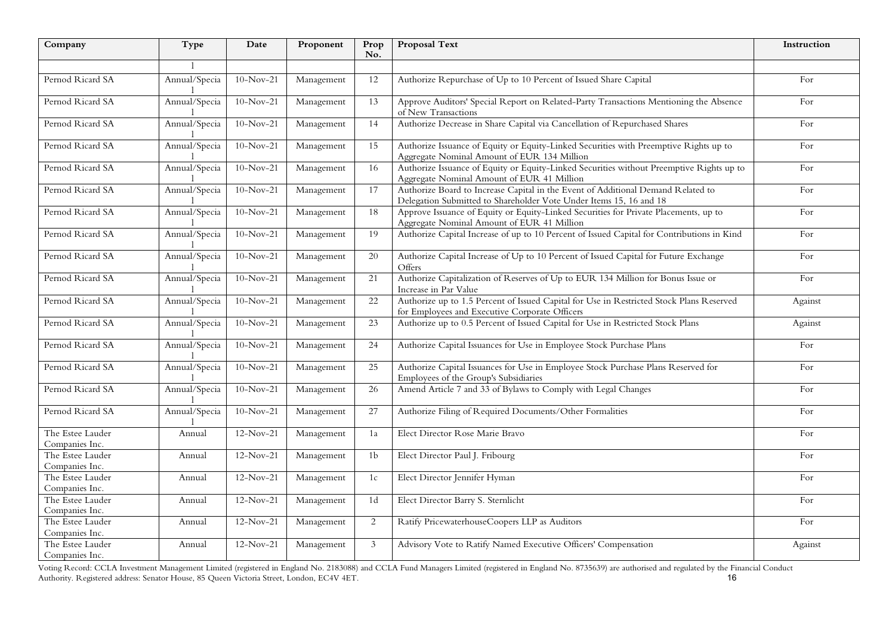| Company | Type | Date | Proponent | Prop No. | Proposal Text | Instruction |
|---|---|---|---|---|---|---|
| | l | | | | | |
| Pernod Ricard SA | Annual/Special | 10-Nov-21 | Management | 12 | Authorize Repurchase of Up to 10 Percent of Issued Share Capital | For |
| Pernod Ricard SA | Annual/Special | 10-Nov-21 | Management | 13 | Approve Auditors' Special Report on Related-Party Transactions Mentioning the Absence of New Transactions | For |
| Pernod Ricard SA | Annual/Special | 10-Nov-21 | Management | 14 | Authorize Decrease in Share Capital via Cancellation of Repurchased Shares | For |
| Pernod Ricard SA | Annual/Special | 10-Nov-21 | Management | 15 | Authorize Issuance of Equity or Equity-Linked Securities with Preemptive Rights up to Aggregate Nominal Amount of EUR 134 Million | For |
| Pernod Ricard SA | Annual/Special | 10-Nov-21 | Management | 16 | Authorize Issuance of Equity or Equity-Linked Securities without Preemptive Rights up to Aggregate Nominal Amount of EUR 41 Million | For |
| Pernod Ricard SA | Annual/Special | 10-Nov-21 | Management | 17 | Authorize Board to Increase Capital in the Event of Additional Demand Related to Delegation Submitted to Shareholder Vote Under Items 15, 16 and 18 | For |
| Pernod Ricard SA | Annual/Special | 10-Nov-21 | Management | 18 | Approve Issuance of Equity or Equity-Linked Securities for Private Placements, up to Aggregate Nominal Amount of EUR 41 Million | For |
| Pernod Ricard SA | Annual/Special | 10-Nov-21 | Management | 19 | Authorize Capital Increase of up to 10 Percent of Issued Capital for Contributions in Kind | For |
| Pernod Ricard SA | Annual/Special | 10-Nov-21 | Management | 20 | Authorize Capital Increase of Up to 10 Percent of Issued Capital for Future Exchange Offers | For |
| Pernod Ricard SA | Annual/Special | 10-Nov-21 | Management | 21 | Authorize Capitalization of Reserves of Up to EUR 134 Million for Bonus Issue or Increase in Par Value | For |
| Pernod Ricard SA | Annual/Special | 10-Nov-21 | Management | 22 | Authorize up to 1.5 Percent of Issued Capital for Use in Restricted Stock Plans Reserved for Employees and Executive Corporate Officers | Against |
| Pernod Ricard SA | Annual/Special | 10-Nov-21 | Management | 23 | Authorize up to 0.5 Percent of Issued Capital for Use in Restricted Stock Plans | Against |
| Pernod Ricard SA | Annual/Special | 10-Nov-21 | Management | 24 | Authorize Capital Issuances for Use in Employee Stock Purchase Plans | For |
| Pernod Ricard SA | Annual/Special | 10-Nov-21 | Management | 25 | Authorize Capital Issuances for Use in Employee Stock Purchase Plans Reserved for Employees of the Group's Subsidiaries | For |
| Pernod Ricard SA | Annual/Special | 10-Nov-21 | Management | 26 | Amend Article 7 and 33 of Bylaws to Comply with Legal Changes | For |
| Pernod Ricard SA | Annual/Special | 10-Nov-21 | Management | 27 | Authorize Filing of Required Documents/Other Formalities | For |
| The Estee Lauder Companies Inc. | Annual | 12-Nov-21 | Management | 1a | Elect Director Rose Marie Bravo | For |
| The Estee Lauder Companies Inc. | Annual | 12-Nov-21 | Management | 1b | Elect Director Paul J. Fribourg | For |
| The Estee Lauder Companies Inc. | Annual | 12-Nov-21 | Management | 1c | Elect Director Jennifer Hyman | For |
| The Estee Lauder Companies Inc. | Annual | 12-Nov-21 | Management | 1d | Elect Director Barry S. Sternlicht | For |
| The Estee Lauder Companies Inc. | Annual | 12-Nov-21 | Management | 2 | Ratify PricewaterhouseCoopers LLP as Auditors | For |
| The Estee Lauder Companies Inc. | Annual | 12-Nov-21 | Management | 3 | Advisory Vote to Ratify Named Executive Officers' Compensation | Against |

Voting Record: CCLA Investment Management Limited (registered in England No. 2183088) and CCLA Fund Managers Limited (registered in England No. 8735639) are authorised and regulated by the Financial Conduct Authority. Registered address: Senator House, 85 Queen Victoria Street, London, EC4V 4ET.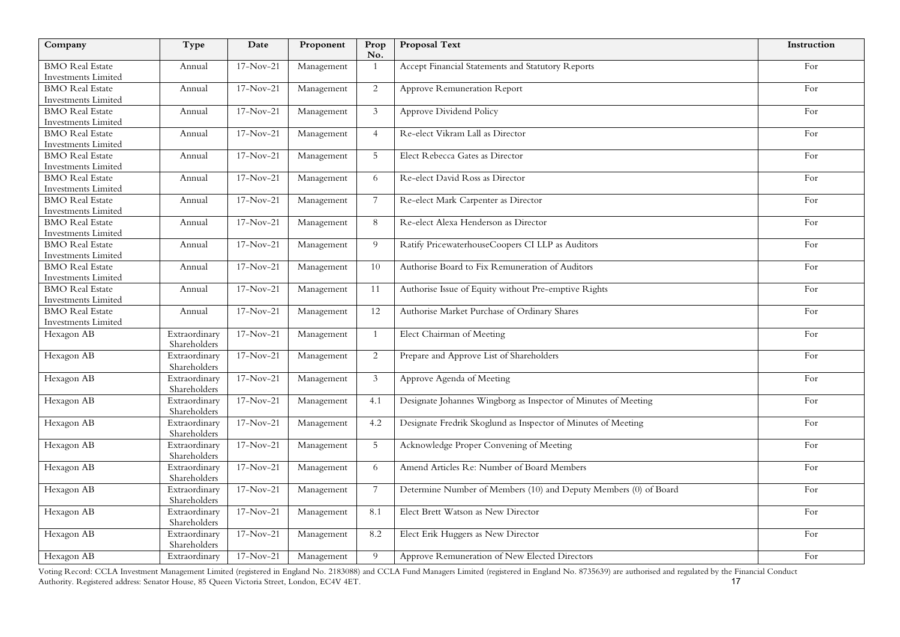| Company | Type | Date | Proponent | Prop No. | Proposal Text | Instruction |
|---|---|---|---|---|---|---|
| BMO Real Estate Investments Limited | Annual | 17-Nov-21 | Management | 1 | Accept Financial Statements and Statutory Reports | For |
| BMO Real Estate Investments Limited | Annual | 17-Nov-21 | Management | 2 | Approve Remuneration Report | For |
| BMO Real Estate Investments Limited | Annual | 17-Nov-21 | Management | 3 | Approve Dividend Policy | For |
| BMO Real Estate Investments Limited | Annual | 17-Nov-21 | Management | 4 | Re-elect Vikram Lall as Director | For |
| BMO Real Estate Investments Limited | Annual | 17-Nov-21 | Management | 5 | Elect Rebecca Gates as Director | For |
| BMO Real Estate Investments Limited | Annual | 17-Nov-21 | Management | 6 | Re-elect David Ross as Director | For |
| BMO Real Estate Investments Limited | Annual | 17-Nov-21 | Management | 7 | Re-elect Mark Carpenter as Director | For |
| BMO Real Estate Investments Limited | Annual | 17-Nov-21 | Management | 8 | Re-elect Alexa Henderson as Director | For |
| BMO Real Estate Investments Limited | Annual | 17-Nov-21 | Management | 9 | Ratify PricewaterhouseCoopers CI LLP as Auditors | For |
| BMO Real Estate Investments Limited | Annual | 17-Nov-21 | Management | 10 | Authorise Board to Fix Remuneration of Auditors | For |
| BMO Real Estate Investments Limited | Annual | 17-Nov-21 | Management | 11 | Authorise Issue of Equity without Pre-emptive Rights | For |
| BMO Real Estate Investments Limited | Annual | 17-Nov-21 | Management | 12 | Authorise Market Purchase of Ordinary Shares | For |
| Hexagon AB | Extraordinary Shareholders | 17-Nov-21 | Management | 1 | Elect Chairman of Meeting | For |
| Hexagon AB | Extraordinary Shareholders | 17-Nov-21 | Management | 2 | Prepare and Approve List of Shareholders | For |
| Hexagon AB | Extraordinary Shareholders | 17-Nov-21 | Management | 3 | Approve Agenda of Meeting | For |
| Hexagon AB | Extraordinary Shareholders | 17-Nov-21 | Management | 4.1 | Designate Johannes Wingborg as Inspector of Minutes of Meeting | For |
| Hexagon AB | Extraordinary Shareholders | 17-Nov-21 | Management | 4.2 | Designate Fredrik Skoglund as Inspector of Minutes of Meeting | For |
| Hexagon AB | Extraordinary Shareholders | 17-Nov-21 | Management | 5 | Acknowledge Proper Convening of Meeting | For |
| Hexagon AB | Extraordinary Shareholders | 17-Nov-21 | Management | 6 | Amend Articles Re: Number of Board Members | For |
| Hexagon AB | Extraordinary Shareholders | 17-Nov-21 | Management | 7 | Determine Number of Members (10) and Deputy Members (0) of Board | For |
| Hexagon AB | Extraordinary Shareholders | 17-Nov-21 | Management | 8.1 | Elect Brett Watson as New Director | For |
| Hexagon AB | Extraordinary Shareholders | 17-Nov-21 | Management | 8.2 | Elect Erik Huggers as New Director | For |
| Hexagon AB | Extraordinary | 17-Nov-21 | Management | 9 | Approve Remuneration of New Elected Directors | For |

Voting Record: CCLA Investment Management Limited (registered in England No. 2183088) and CCLA Fund Managers Limited (registered in England No. 8735639) are authorised and regulated by the Financial Conduct Authority. Registered address: Senator House, 85 Queen Victoria Street, London, EC4V 4ET.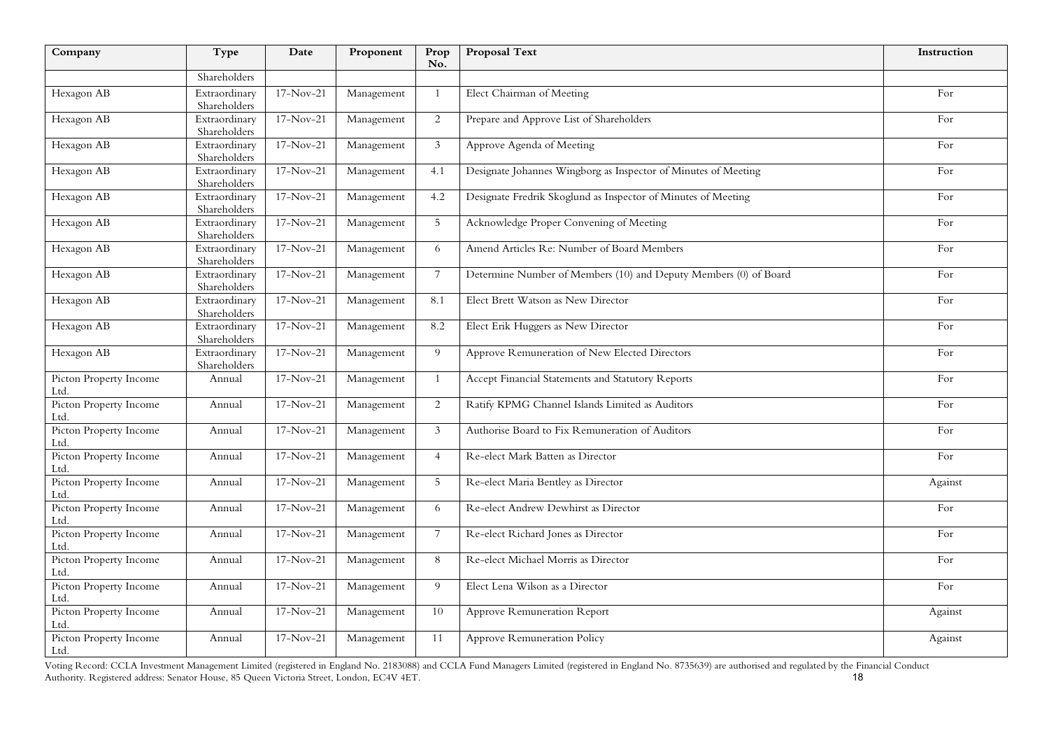| Company | Type | Date | Proponent | Prop No. | Proposal Text | Instruction |
|---|---|---|---|---|---|---|
| | Shareholders | | | | | |
| Hexagon AB | Extraordinary Shareholders | 17-Nov-21 | Management | 1 | Elect Chairman of Meeting | For |
| Hexagon AB | Extraordinary Shareholders | 17-Nov-21 | Management | 2 | Prepare and Approve List of Shareholders | For |
| Hexagon AB | Extraordinary Shareholders | 17-Nov-21 | Management | 3 | Approve Agenda of Meeting | For |
| Hexagon AB | Extraordinary Shareholders | 17-Nov-21 | Management | 4.1 | Designate Johannes Wingborg as Inspector of Minutes of Meeting | For |
| Hexagon AB | Extraordinary Shareholders | 17-Nov-21 | Management | 4.2 | Designate Fredrik Skoglund as Inspector of Minutes of Meeting | For |
| Hexagon AB | Extraordinary Shareholders | 17-Nov-21 | Management | 5 | Acknowledge Proper Convening of Meeting | For |
| Hexagon AB | Extraordinary Shareholders | 17-Nov-21 | Management | 6 | Amend Articles Re: Number of Board Members | For |
| Hexagon AB | Extraordinary Shareholders | 17-Nov-21 | Management | 7 | Determine Number of Members (10) and Deputy Members (0) of Board | For |
| Hexagon AB | Extraordinary Shareholders | 17-Nov-21 | Management | 8.1 | Elect Brett Watson as New Director | For |
| Hexagon AB | Extraordinary Shareholders | 17-Nov-21 | Management | 8.2 | Elect Erik Huggers as New Director | For |
| Hexagon AB | Extraordinary Shareholders | 17-Nov-21 | Management | 9 | Approve Remuneration of New Elected Directors | For |
| Picton Property Income Ltd. | Annual | 17-Nov-21 | Management | 1 | Accept Financial Statements and Statutory Reports | For |
| Picton Property Income Ltd. | Annual | 17-Nov-21 | Management | 2 | Ratify KPMG Channel Islands Limited as Auditors | For |
| Picton Property Income Ltd. | Annual | 17-Nov-21 | Management | 3 | Authorise Board to Fix Remuneration of Auditors | For |
| Picton Property Income Ltd. | Annual | 17-Nov-21 | Management | 4 | Re-elect Mark Batten as Director | For |
| Picton Property Income Ltd. | Annual | 17-Nov-21 | Management | 5 | Re-elect Maria Bentley as Director | Against |
| Picton Property Income Ltd. | Annual | 17-Nov-21 | Management | 6 | Re-elect Andrew Dewhirst as Director | For |
| Picton Property Income Ltd. | Annual | 17-Nov-21 | Management | 7 | Re-elect Richard Jones as Director | For |
| Picton Property Income Ltd. | Annual | 17-Nov-21 | Management | 8 | Re-elect Michael Morris as Director | For |
| Picton Property Income Ltd. | Annual | 17-Nov-21 | Management | 9 | Elect Lena Wilson as a Director | For |
| Picton Property Income Ltd. | Annual | 17-Nov-21 | Management | 10 | Approve Remuneration Report | Against |
| Picton Property Income Ltd. | Annual | 17-Nov-21 | Management | 11 | Approve Remuneration Policy | Against |

Voting Record: CCLA Investment Management Limited (registered in England No. 2183088) and CCLA Fund Managers Limited (registered in England No. 8735639) are authorised and regulated by the Financial Conduct Authority. Registered address: Senator House, 85 Queen Victoria Street, London, EC4V 4ET.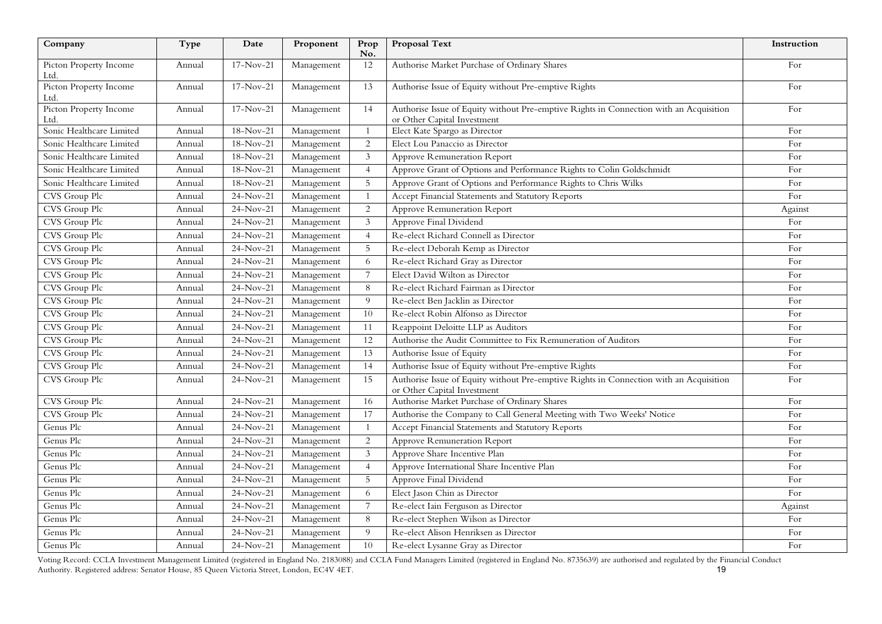| Company | Type | Date | Proponent | Prop No. | Proposal Text | Instruction |
|---|---|---|---|---|---|---|
| Picton Property Income Ltd. | Annual | 17-Nov-21 | Management | 12 | Authorise Market Purchase of Ordinary Shares | For |
| Picton Property Income Ltd. | Annual | 17-Nov-21 | Management | 13 | Authorise Issue of Equity without Pre-emptive Rights | For |
| Picton Property Income Ltd. | Annual | 17-Nov-21 | Management | 14 | Authorise Issue of Equity without Pre-emptive Rights in Connection with an Acquisition or Other Capital Investment | For |
| Sonic Healthcare Limited | Annual | 18-Nov-21 | Management | 1 | Elect Kate Spargo as Director | For |
| Sonic Healthcare Limited | Annual | 18-Nov-21 | Management | 2 | Elect Lou Panaccio as Director | For |
| Sonic Healthcare Limited | Annual | 18-Nov-21 | Management | 3 | Approve Remuneration Report | For |
| Sonic Healthcare Limited | Annual | 18-Nov-21 | Management | 4 | Approve Grant of Options and Performance Rights to Colin Goldschmidt | For |
| Sonic Healthcare Limited | Annual | 18-Nov-21 | Management | 5 | Approve Grant of Options and Performance Rights to Chris Wilks | For |
| CVS Group Plc | Annual | 24-Nov-21 | Management | 1 | Accept Financial Statements and Statutory Reports | For |
| CVS Group Plc | Annual | 24-Nov-21 | Management | 2 | Approve Remuneration Report | Against |
| CVS Group Plc | Annual | 24-Nov-21 | Management | 3 | Approve Final Dividend | For |
| CVS Group Plc | Annual | 24-Nov-21 | Management | 4 | Re-elect Richard Connell as Director | For |
| CVS Group Plc | Annual | 24-Nov-21 | Management | 5 | Re-elect Deborah Kemp as Director | For |
| CVS Group Plc | Annual | 24-Nov-21 | Management | 6 | Re-elect Richard Gray as Director | For |
| CVS Group Plc | Annual | 24-Nov-21 | Management | 7 | Elect David Wilton as Director | For |
| CVS Group Plc | Annual | 24-Nov-21 | Management | 8 | Re-elect Richard Fairman as Director | For |
| CVS Group Plc | Annual | 24-Nov-21 | Management | 9 | Re-elect Ben Jacklin as Director | For |
| CVS Group Plc | Annual | 24-Nov-21 | Management | 10 | Re-elect Robin Alfonso as Director | For |
| CVS Group Plc | Annual | 24-Nov-21 | Management | 11 | Reappoint Deloitte LLP as Auditors | For |
| CVS Group Plc | Annual | 24-Nov-21 | Management | 12 | Authorise the Audit Committee to Fix Remuneration of Auditors | For |
| CVS Group Plc | Annual | 24-Nov-21 | Management | 13 | Authorise Issue of Equity | For |
| CVS Group Plc | Annual | 24-Nov-21 | Management | 14 | Authorise Issue of Equity without Pre-emptive Rights | For |
| CVS Group Plc | Annual | 24-Nov-21 | Management | 15 | Authorise Issue of Equity without Pre-emptive Rights in Connection with an Acquisition or Other Capital Investment | For |
| CVS Group Plc | Annual | 24-Nov-21 | Management | 16 | Authorise Market Purchase of Ordinary Shares | For |
| CVS Group Plc | Annual | 24-Nov-21 | Management | 17 | Authorise the Company to Call General Meeting with Two Weeks' Notice | For |
| Genus Plc | Annual | 24-Nov-21 | Management | 1 | Accept Financial Statements and Statutory Reports | For |
| Genus Plc | Annual | 24-Nov-21 | Management | 2 | Approve Remuneration Report | For |
| Genus Plc | Annual | 24-Nov-21 | Management | 3 | Approve Share Incentive Plan | For |
| Genus Plc | Annual | 24-Nov-21 | Management | 4 | Approve International Share Incentive Plan | For |
| Genus Plc | Annual | 24-Nov-21 | Management | 5 | Approve Final Dividend | For |
| Genus Plc | Annual | 24-Nov-21 | Management | 6 | Elect Jason Chin as Director | For |
| Genus Plc | Annual | 24-Nov-21 | Management | 7 | Re-elect Iain Ferguson as Director | Against |
| Genus Plc | Annual | 24-Nov-21 | Management | 8 | Re-elect Stephen Wilson as Director | For |
| Genus Plc | Annual | 24-Nov-21 | Management | 9 | Re-elect Alison Henriksen as Director | For |
| Genus Plc | Annual | 24-Nov-21 | Management | 10 | Re-elect Lysanne Gray as Director | For |

Voting Record: CCLA Investment Management Limited (registered in England No. 2183088) and CCLA Fund Managers Limited (registered in England No. 8735639) are authorised and regulated by the Financial Conduct Authority. Registered address: Senator House, 85 Queen Victoria Street, London, EC4V 4ET.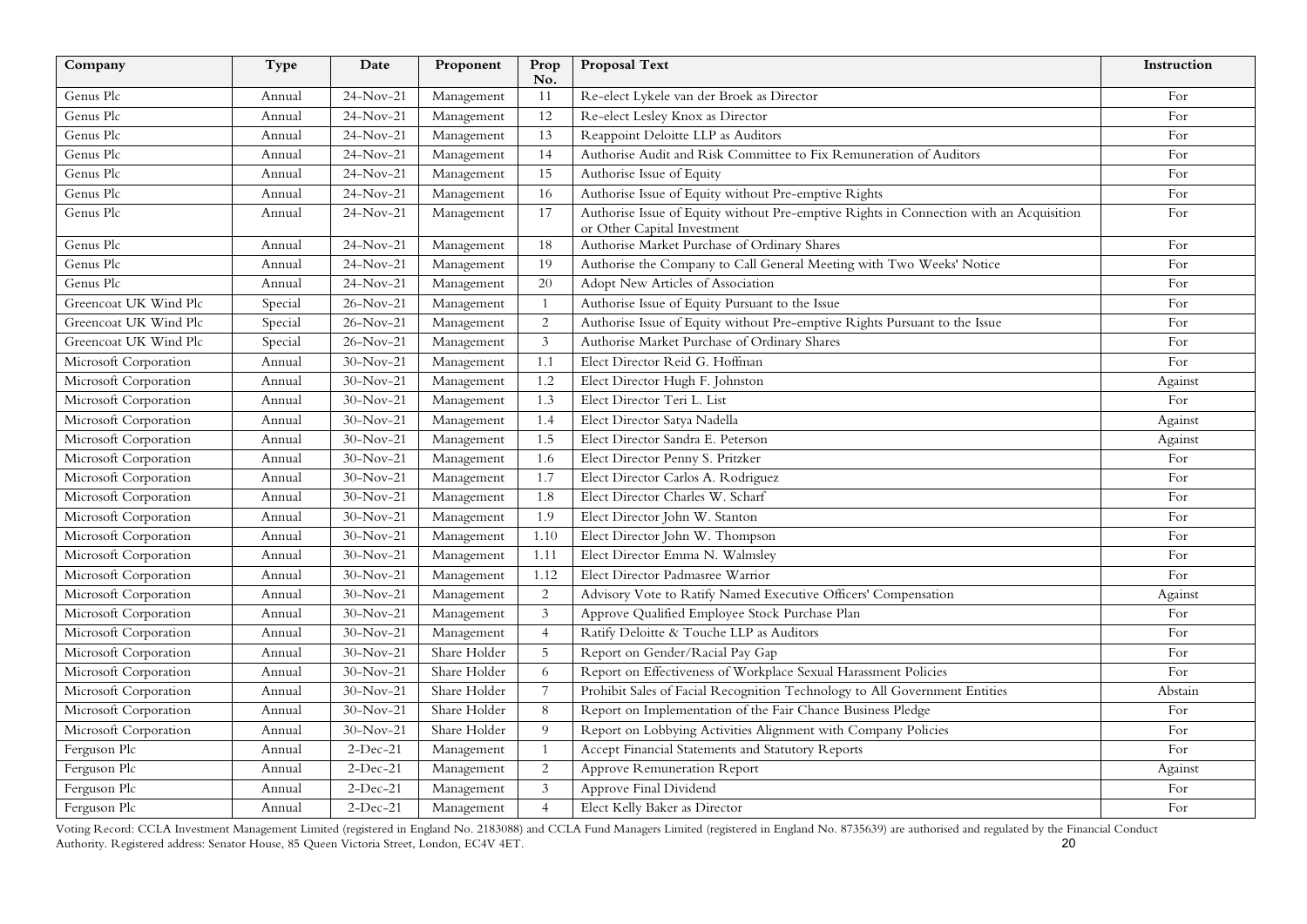| Company | Type | Date | Proponent | Prop No. | Proposal Text | Instruction |
|---|---|---|---|---|---|---|
| Genus Plc | Annual | 24-Nov-21 | Management | 11 | Re-elect Lykele van der Broek as Director | For |
| Genus Plc | Annual | 24-Nov-21 | Management | 12 | Re-elect Lesley Knox as Director | For |
| Genus Plc | Annual | 24-Nov-21 | Management | 13 | Reappoint Deloitte LLP as Auditors | For |
| Genus Plc | Annual | 24-Nov-21 | Management | 14 | Authorise Audit and Risk Committee to Fix Remuneration of Auditors | For |
| Genus Plc | Annual | 24-Nov-21 | Management | 15 | Authorise Issue of Equity | For |
| Genus Plc | Annual | 24-Nov-21 | Management | 16 | Authorise Issue of Equity without Pre-emptive Rights | For |
| Genus Plc | Annual | 24-Nov-21 | Management | 17 | Authorise Issue of Equity without Pre-emptive Rights in Connection with an Acquisition or Other Capital Investment | For |
| Genus Plc | Annual | 24-Nov-21 | Management | 18 | Authorise Market Purchase of Ordinary Shares | For |
| Genus Plc | Annual | 24-Nov-21 | Management | 19 | Authorise the Company to Call General Meeting with Two Weeks' Notice | For |
| Genus Plc | Annual | 24-Nov-21 | Management | 20 | Adopt New Articles of Association | For |
| Greencoat UK Wind Plc | Special | 26-Nov-21 | Management | 1 | Authorise Issue of Equity Pursuant to the Issue | For |
| Greencoat UK Wind Plc | Special | 26-Nov-21 | Management | 2 | Authorise Issue of Equity without Pre-emptive Rights Pursuant to the Issue | For |
| Greencoat UK Wind Plc | Special | 26-Nov-21 | Management | 3 | Authorise Market Purchase of Ordinary Shares | For |
| Microsoft Corporation | Annual | 30-Nov-21 | Management | 1.1 | Elect Director Reid G. Hoffman | For |
| Microsoft Corporation | Annual | 30-Nov-21 | Management | 1.2 | Elect Director Hugh F. Johnston | Against |
| Microsoft Corporation | Annual | 30-Nov-21 | Management | 1.3 | Elect Director Teri L. List | For |
| Microsoft Corporation | Annual | 30-Nov-21 | Management | 1.4 | Elect Director Satya Nadella | Against |
| Microsoft Corporation | Annual | 30-Nov-21 | Management | 1.5 | Elect Director Sandra E. Peterson | Against |
| Microsoft Corporation | Annual | 30-Nov-21 | Management | 1.6 | Elect Director Penny S. Pritzker | For |
| Microsoft Corporation | Annual | 30-Nov-21 | Management | 1.7 | Elect Director Carlos A. Rodriguez | For |
| Microsoft Corporation | Annual | 30-Nov-21 | Management | 1.8 | Elect Director Charles W. Scharf | For |
| Microsoft Corporation | Annual | 30-Nov-21 | Management | 1.9 | Elect Director John W. Stanton | For |
| Microsoft Corporation | Annual | 30-Nov-21 | Management | 1.10 | Elect Director John W. Thompson | For |
| Microsoft Corporation | Annual | 30-Nov-21 | Management | 1.11 | Elect Director Emma N. Walmsley | For |
| Microsoft Corporation | Annual | 30-Nov-21 | Management | 1.12 | Elect Director Padmasree Warrior | For |
| Microsoft Corporation | Annual | 30-Nov-21 | Management | 2 | Advisory Vote to Ratify Named Executive Officers' Compensation | Against |
| Microsoft Corporation | Annual | 30-Nov-21 | Management | 3 | Approve Qualified Employee Stock Purchase Plan | For |
| Microsoft Corporation | Annual | 30-Nov-21 | Management | 4 | Ratify Deloitte & Touche LLP as Auditors | For |
| Microsoft Corporation | Annual | 30-Nov-21 | Share Holder | 5 | Report on Gender/Racial Pay Gap | For |
| Microsoft Corporation | Annual | 30-Nov-21 | Share Holder | 6 | Report on Effectiveness of Workplace Sexual Harassment Policies | For |
| Microsoft Corporation | Annual | 30-Nov-21 | Share Holder | 7 | Prohibit Sales of Facial Recognition Technology to All Government Entities | Abstain |
| Microsoft Corporation | Annual | 30-Nov-21 | Share Holder | 8 | Report on Implementation of the Fair Chance Business Pledge | For |
| Microsoft Corporation | Annual | 30-Nov-21 | Share Holder | 9 | Report on Lobbying Activities Alignment with Company Policies | For |
| Ferguson Plc | Annual | 2-Dec-21 | Management | 1 | Accept Financial Statements and Statutory Reports | For |
| Ferguson Plc | Annual | 2-Dec-21 | Management | 2 | Approve Remuneration Report | Against |
| Ferguson Plc | Annual | 2-Dec-21 | Management | 3 | Approve Final Dividend | For |
| Ferguson Plc | Annual | 2-Dec-21 | Management | 4 | Elect Kelly Baker as Director | For |

Voting Record: CCLA Investment Management Limited (registered in England No. 2183088) and CCLA Fund Managers Limited (registered in England No. 8735639) are authorised and regulated by the Financial Conduct Authority. Registered address: Senator House, 85 Queen Victoria Street, London, EC4V 4ET.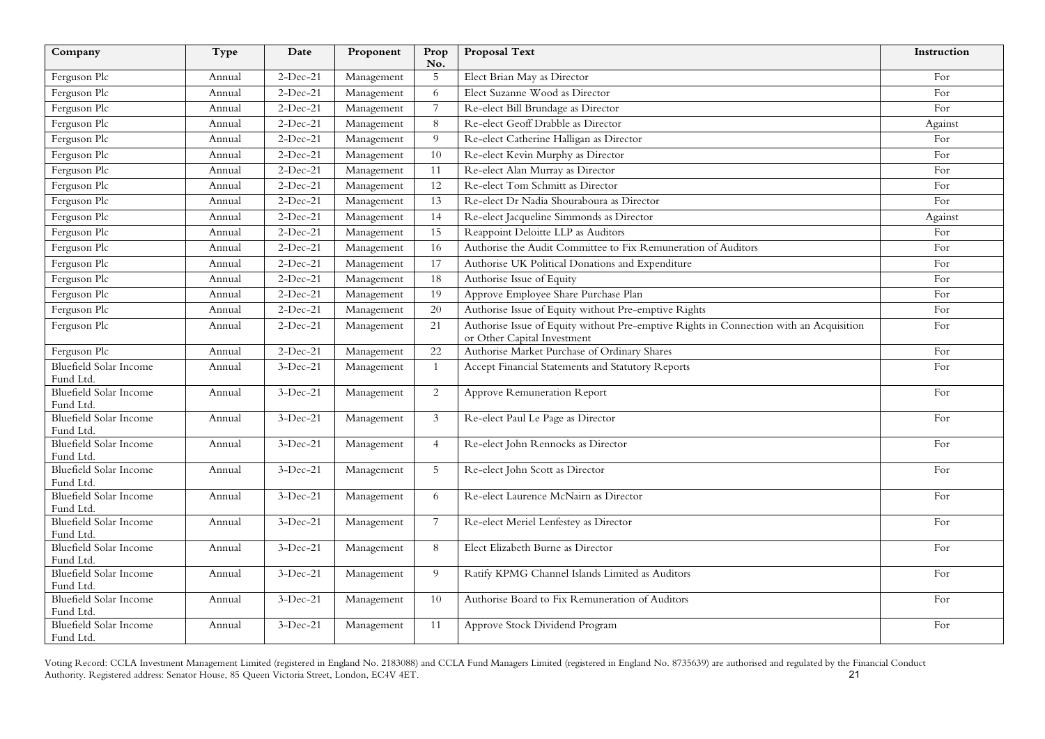| Company | Type | Date | Proponent | Prop No. | Proposal Text | Instruction |
|---|---|---|---|---|---|---|
| Ferguson Plc | Annual | 2-Dec-21 | Management | 5 | Elect Brian May as Director | For |
| Ferguson Plc | Annual | 2-Dec-21 | Management | 6 | Elect Suzanne Wood as Director | For |
| Ferguson Plc | Annual | 2-Dec-21 | Management | 7 | Re-elect Bill Brundage as Director | For |
| Ferguson Plc | Annual | 2-Dec-21 | Management | 8 | Re-elect Geoff Drabble as Director | Against |
| Ferguson Plc | Annual | 2-Dec-21 | Management | 9 | Re-elect Catherine Halligan as Director | For |
| Ferguson Plc | Annual | 2-Dec-21 | Management | 10 | Re-elect Kevin Murphy as Director | For |
| Ferguson Plc | Annual | 2-Dec-21 | Management | 11 | Re-elect Alan Murray as Director | For |
| Ferguson Plc | Annual | 2-Dec-21 | Management | 12 | Re-elect Tom Schmitt as Director | For |
| Ferguson Plc | Annual | 2-Dec-21 | Management | 13 | Re-elect Dr Nadia Shouraboura as Director | For |
| Ferguson Plc | Annual | 2-Dec-21 | Management | 14 | Re-elect Jacqueline Simmonds as Director | Against |
| Ferguson Plc | Annual | 2-Dec-21 | Management | 15 | Reappoint Deloitte LLP as Auditors | For |
| Ferguson Plc | Annual | 2-Dec-21 | Management | 16 | Authorise the Audit Committee to Fix Remuneration of Auditors | For |
| Ferguson Plc | Annual | 2-Dec-21 | Management | 17 | Authorise UK Political Donations and Expenditure | For |
| Ferguson Plc | Annual | 2-Dec-21 | Management | 18 | Authorise Issue of Equity | For |
| Ferguson Plc | Annual | 2-Dec-21 | Management | 19 | Approve Employee Share Purchase Plan | For |
| Ferguson Plc | Annual | 2-Dec-21 | Management | 20 | Authorise Issue of Equity without Pre-emptive Rights | For |
| Ferguson Plc | Annual | 2-Dec-21 | Management | 21 | Authorise Issue of Equity without Pre-emptive Rights in Connection with an Acquisition or Other Capital Investment | For |
| Ferguson Plc | Annual | 2-Dec-21 | Management | 22 | Authorise Market Purchase of Ordinary Shares | For |
| Bluefield Solar Income Fund Ltd. | Annual | 3-Dec-21 | Management | 1 | Accept Financial Statements and Statutory Reports | For |
| Bluefield Solar Income Fund Ltd. | Annual | 3-Dec-21 | Management | 2 | Approve Remuneration Report | For |
| Bluefield Solar Income Fund Ltd. | Annual | 3-Dec-21 | Management | 3 | Re-elect Paul Le Page as Director | For |
| Bluefield Solar Income Fund Ltd. | Annual | 3-Dec-21 | Management | 4 | Re-elect John Rennocks as Director | For |
| Bluefield Solar Income Fund Ltd. | Annual | 3-Dec-21 | Management | 5 | Re-elect John Scott as Director | For |
| Bluefield Solar Income Fund Ltd. | Annual | 3-Dec-21 | Management | 6 | Re-elect Laurence McNairn as Director | For |
| Bluefield Solar Income Fund Ltd. | Annual | 3-Dec-21 | Management | 7 | Re-elect Meriel Lenfestey as Director | For |
| Bluefield Solar Income Fund Ltd. | Annual | 3-Dec-21 | Management | 8 | Elect Elizabeth Burne as Director | For |
| Bluefield Solar Income Fund Ltd. | Annual | 3-Dec-21 | Management | 9 | Ratify KPMG Channel Islands Limited as Auditors | For |
| Bluefield Solar Income Fund Ltd. | Annual | 3-Dec-21 | Management | 10 | Authorise Board to Fix Remuneration of Auditors | For |
| Bluefield Solar Income Fund Ltd. | Annual | 3-Dec-21 | Management | 11 | Approve Stock Dividend Program | For |

Voting Record: CCLA Investment Management Limited (registered in England No. 2183088) and CCLA Fund Managers Limited (registered in England No. 8735639) are authorised and regulated by the Financial Conduct Authority. Registered address: Senator House, 85 Queen Victoria Street, London, EC4V 4ET.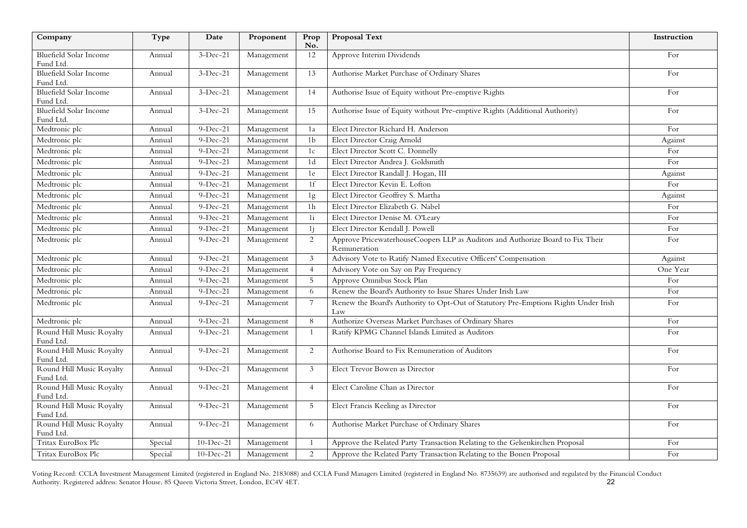| Company | Type | Date | Proponent | Prop No. | Proposal Text | Instruction |
|---|---|---|---|---|---|---|
| Bluefield Solar Income Fund Ltd. | Annual | 3-Dec-21 | Management | 12 | Approve Interim Dividends | For |
| Bluefield Solar Income Fund Ltd. | Annual | 3-Dec-21 | Management | 13 | Authorise Market Purchase of Ordinary Shares | For |
| Bluefield Solar Income Fund Ltd. | Annual | 3-Dec-21 | Management | 14 | Authorise Issue of Equity without Pre-emptive Rights | For |
| Bluefield Solar Income Fund Ltd. | Annual | 3-Dec-21 | Management | 15 | Authorise Issue of Equity without Pre-emptive Rights (Additional Authority) | For |
| Medtronic plc | Annual | 9-Dec-21 | Management | 1a | Elect Director Richard H. Anderson | For |
| Medtronic plc | Annual | 9-Dec-21 | Management | 1b | Elect Director Craig Arnold | Against |
| Medtronic plc | Annual | 9-Dec-21 | Management | 1c | Elect Director Scott C. Donnelly | For |
| Medtronic plc | Annual | 9-Dec-21 | Management | 1d | Elect Director Andrea J. Goldsmith | For |
| Medtronic plc | Annual | 9-Dec-21 | Management | 1e | Elect Director Randall J. Hogan, III | Against |
| Medtronic plc | Annual | 9-Dec-21 | Management | 1f | Elect Director Kevin E. Lofton | For |
| Medtronic plc | Annual | 9-Dec-21 | Management | 1g | Elect Director Geoffrey S. Martha | Against |
| Medtronic plc | Annual | 9-Dec-21 | Management | 1h | Elect Director Elizabeth G. Nabel | For |
| Medtronic plc | Annual | 9-Dec-21 | Management | 1i | Elect Director Denise M. O'Leary | For |
| Medtronic plc | Annual | 9-Dec-21 | Management | 1j | Elect Director Kendall J. Powell | For |
| Medtronic plc | Annual | 9-Dec-21 | Management | 2 | Approve PricewaterhouseCoopers LLP as Auditors and Authorize Board to Fix Their Remuneration | For |
| Medtronic plc | Annual | 9-Dec-21 | Management | 3 | Advisory Vote to Ratify Named Executive Officers' Compensation | Against |
| Medtronic plc | Annual | 9-Dec-21 | Management | 4 | Advisory Vote on Say on Pay Frequency | One Year |
| Medtronic plc | Annual | 9-Dec-21 | Management | 5 | Approve Omnibus Stock Plan | For |
| Medtronic plc | Annual | 9-Dec-21 | Management | 6 | Renew the Board's Authority to Issue Shares Under Irish Law | For |
| Medtronic plc | Annual | 9-Dec-21 | Management | 7 | Renew the Board's Authority to Opt-Out of Statutory Pre-Emptions Rights Under Irish Law | For |
| Medtronic plc | Annual | 9-Dec-21 | Management | 8 | Authorize Overseas Market Purchases of Ordinary Shares | For |
| Round Hill Music Royalty Fund Ltd. | Annual | 9-Dec-21 | Management | 1 | Ratify KPMG Channel Islands Limited as Auditors | For |
| Round Hill Music Royalty Fund Ltd. | Annual | 9-Dec-21 | Management | 2 | Authorise Board to Fix Remuneration of Auditors | For |
| Round Hill Music Royalty Fund Ltd. | Annual | 9-Dec-21 | Management | 3 | Elect Trevor Bowen as Director | For |
| Round Hill Music Royalty Fund Ltd. | Annual | 9-Dec-21 | Management | 4 | Elect Caroline Chan as Director | For |
| Round Hill Music Royalty Fund Ltd. | Annual | 9-Dec-21 | Management | 5 | Elect Francis Keeling as Director | For |
| Round Hill Music Royalty Fund Ltd. | Annual | 9-Dec-21 | Management | 6 | Authorise Market Purchase of Ordinary Shares | For |
| Tritax EuroBox Plc | Special | 10-Dec-21 | Management | 1 | Approve the Related Party Transaction Relating to the Gelsenkirchen Proposal | For |
| Tritax EuroBox Plc | Special | 10-Dec-21 | Management | 2 | Approve the Related Party Transaction Relating to the Bonen Proposal | For |

Voting Record: CCLA Investment Management Limited (registered in England No. 2183088) and CCLA Fund Managers Limited (registered in England No. 8735639) are authorised and regulated by the Financial Conduct Authority. Registered address: Senator House, 85 Queen Victoria Street, London, EC4V 4ET.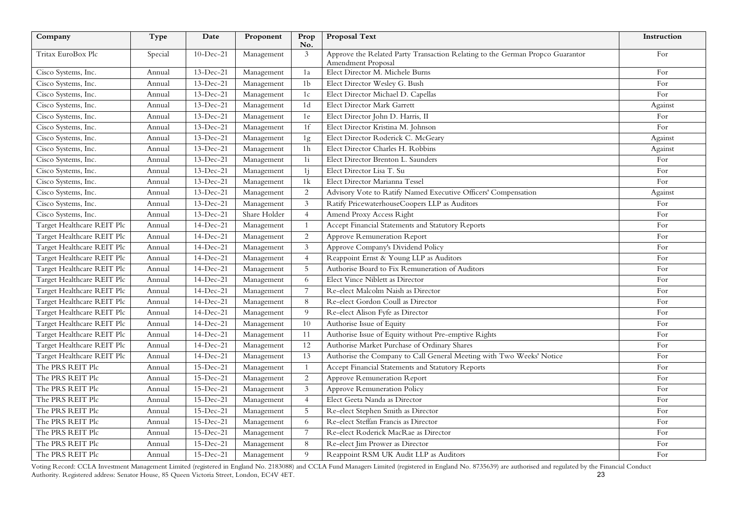| Company | Type | Date | Proponent | Prop No. | Proposal Text | Instruction |
|---|---|---|---|---|---|---|
| Tritax EuroBox Plc | Special | 10-Dec-21 | Management | 3 | Approve the Related Party Transaction Relating to the German Propco Guarantor Amendment Proposal | For |
| Cisco Systems, Inc. | Annual | 13-Dec-21 | Management | 1a | Elect Director M. Michele Burns | For |
| Cisco Systems, Inc. | Annual | 13-Dec-21 | Management | 1b | Elect Director Wesley G. Bush | For |
| Cisco Systems, Inc. | Annual | 13-Dec-21 | Management | 1c | Elect Director Michael D. Capellas | For |
| Cisco Systems, Inc. | Annual | 13-Dec-21 | Management | 1d | Elect Director Mark Garrett | Against |
| Cisco Systems, Inc. | Annual | 13-Dec-21 | Management | 1e | Elect Director John D. Harris, II | For |
| Cisco Systems, Inc. | Annual | 13-Dec-21 | Management | 1f | Elect Director Kristina M. Johnson | For |
| Cisco Systems, Inc. | Annual | 13-Dec-21 | Management | 1g | Elect Director Roderick C. McGeary | Against |
| Cisco Systems, Inc. | Annual | 13-Dec-21 | Management | 1h | Elect Director Charles H. Robbins | Against |
| Cisco Systems, Inc. | Annual | 13-Dec-21 | Management | 1i | Elect Director Brenton L. Saunders | For |
| Cisco Systems, Inc. | Annual | 13-Dec-21 | Management | 1j | Elect Director Lisa T. Su | For |
| Cisco Systems, Inc. | Annual | 13-Dec-21 | Management | 1k | Elect Director Marianna Tessel | For |
| Cisco Systems, Inc. | Annual | 13-Dec-21 | Management | 2 | Advisory Vote to Ratify Named Executive Officers' Compensation | Against |
| Cisco Systems, Inc. | Annual | 13-Dec-21 | Management | 3 | Ratify PricewaterhouseCoopers LLP as Auditors | For |
| Cisco Systems, Inc. | Annual | 13-Dec-21 | Share Holder | 4 | Amend Proxy Access Right | For |
| Target Healthcare REIT Plc | Annual | 14-Dec-21 | Management | 1 | Accept Financial Statements and Statutory Reports | For |
| Target Healthcare REIT Plc | Annual | 14-Dec-21 | Management | 2 | Approve Remuneration Report | For |
| Target Healthcare REIT Plc | Annual | 14-Dec-21 | Management | 3 | Approve Company's Dividend Policy | For |
| Target Healthcare REIT Plc | Annual | 14-Dec-21 | Management | 4 | Reappoint Ernst & Young LLP as Auditors | For |
| Target Healthcare REIT Plc | Annual | 14-Dec-21 | Management | 5 | Authorise Board to Fix Remuneration of Auditors | For |
| Target Healthcare REIT Plc | Annual | 14-Dec-21 | Management | 6 | Elect Vince Niblett as Director | For |
| Target Healthcare REIT Plc | Annual | 14-Dec-21 | Management | 7 | Re-elect Malcolm Naish as Director | For |
| Target Healthcare REIT Plc | Annual | 14-Dec-21 | Management | 8 | Re-elect Gordon Coull as Director | For |
| Target Healthcare REIT Plc | Annual | 14-Dec-21 | Management | 9 | Re-elect Alison Fyfe as Director | For |
| Target Healthcare REIT Plc | Annual | 14-Dec-21 | Management | 10 | Authorise Issue of Equity | For |
| Target Healthcare REIT Plc | Annual | 14-Dec-21 | Management | 11 | Authorise Issue of Equity without Pre-emptive Rights | For |
| Target Healthcare REIT Plc | Annual | 14-Dec-21 | Management | 12 | Authorise Market Purchase of Ordinary Shares | For |
| Target Healthcare REIT Plc | Annual | 14-Dec-21 | Management | 13 | Authorise the Company to Call General Meeting with Two Weeks' Notice | For |
| The PRS REIT Plc | Annual | 15-Dec-21 | Management | 1 | Accept Financial Statements and Statutory Reports | For |
| The PRS REIT Plc | Annual | 15-Dec-21 | Management | 2 | Approve Remuneration Report | For |
| The PRS REIT Plc | Annual | 15-Dec-21 | Management | 3 | Approve Remuneration Policy | For |
| The PRS REIT Plc | Annual | 15-Dec-21 | Management | 4 | Elect Geeta Nanda as Director | For |
| The PRS REIT Plc | Annual | 15-Dec-21 | Management | 5 | Re-elect Stephen Smith as Director | For |
| The PRS REIT Plc | Annual | 15-Dec-21 | Management | 6 | Re-elect Steffan Francis as Director | For |
| The PRS REIT Plc | Annual | 15-Dec-21 | Management | 7 | Re-elect Roderick MacRae as Director | For |
| The PRS REIT Plc | Annual | 15-Dec-21 | Management | 8 | Re-elect Jim Prower as Director | For |
| The PRS REIT Plc | Annual | 15-Dec-21 | Management | 9 | Reappoint RSM UK Audit LLP as Auditors | For |

Voting Record: CCLA Investment Management Limited (registered in England No. 2183088) and CCLA Fund Managers Limited (registered in England No. 8735639) are authorised and regulated by the Financial Conduct Authority. Registered address: Senator House, 85 Queen Victoria Street, London, EC4V 4ET.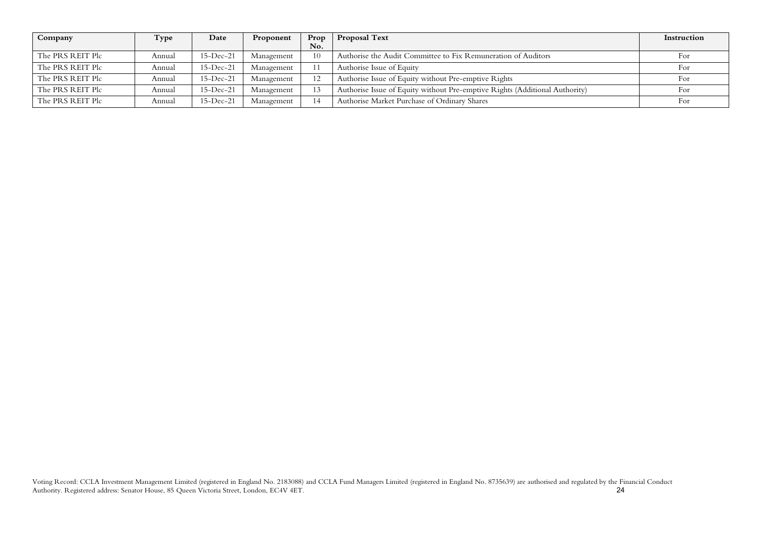| Company | Type | Date | Proponent | Prop No. | Proposal Text | Instruction |
|---|---|---|---|---|---|---|
| The PRS REIT Plc | Annual | 15-Dec-21 | Management | 10 | Authorise the Audit Committee to Fix Remuneration of Auditors | For |
| The PRS REIT Plc | Annual | 15-Dec-21 | Management | 11 | Authorise Issue of Equity | For |
| The PRS REIT Plc | Annual | 15-Dec-21 | Management | 12 | Authorise Issue of Equity without Pre-emptive Rights | For |
| The PRS REIT Plc | Annual | 15-Dec-21 | Management | 13 | Authorise Issue of Equity without Pre-emptive Rights (Additional Authority) | For |
| The PRS REIT Plc | Annual | 15-Dec-21 | Management | 14 | Authorise Market Purchase of Ordinary Shares | For |

Voting Record: CCLA Investment Management Limited (registered in England No. 2183088) and CCLA Fund Managers Limited (registered in England No. 8735639) are authorised and regulated by the Financial Conduct Authority. Registered address: Senator House, 85 Queen Victoria Street, London, EC4V 4ET.